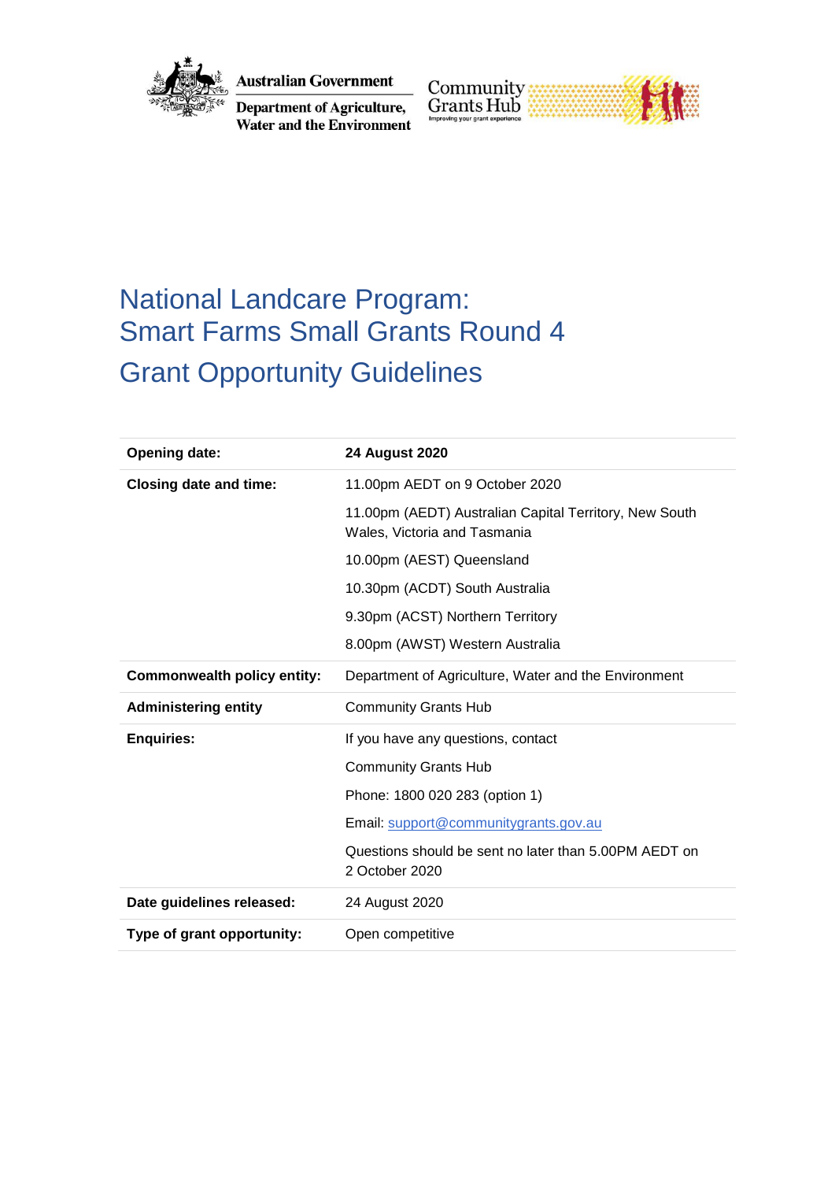Australian Government

Department of Agriculture, Water and the Environment

Community Grants Hub

# National Landcare Program: Smart Farms Small Grants Round 4

# Grant Opportunity Guidelines

| | |
|---|---|
| **Opening date:** | **24 August 2020** |
| **Closing date and time:** | 11.00pm AEDT on 9 October 2020<br>11.00pm (AEDT) Australian Capital Territory, New South Wales, Victoria and Tasmania<br>10.00pm (AEST) Queensland<br>10.30pm (ACDT) South Australia<br>9.30pm (ACST) Northern Territory<br>8.00pm (AWST) Western Australia |
| **Commonwealth policy entity:** | Department of Agriculture, Water and the Environment |
| **Administering entity** | Community Grants Hub |
| **Enquiries:** | If you have any questions, contact<br>Community Grants Hub<br>Phone: 1800 020 283 (option 1)<br>Email: support@communitygrants.gov.au<br>Questions should be sent no later than 5.00PM AEDT on 2 October 2020 |
| **Date guidelines released:** | 24 August 2020 |
| **Type of grant opportunity:** | Open competitive |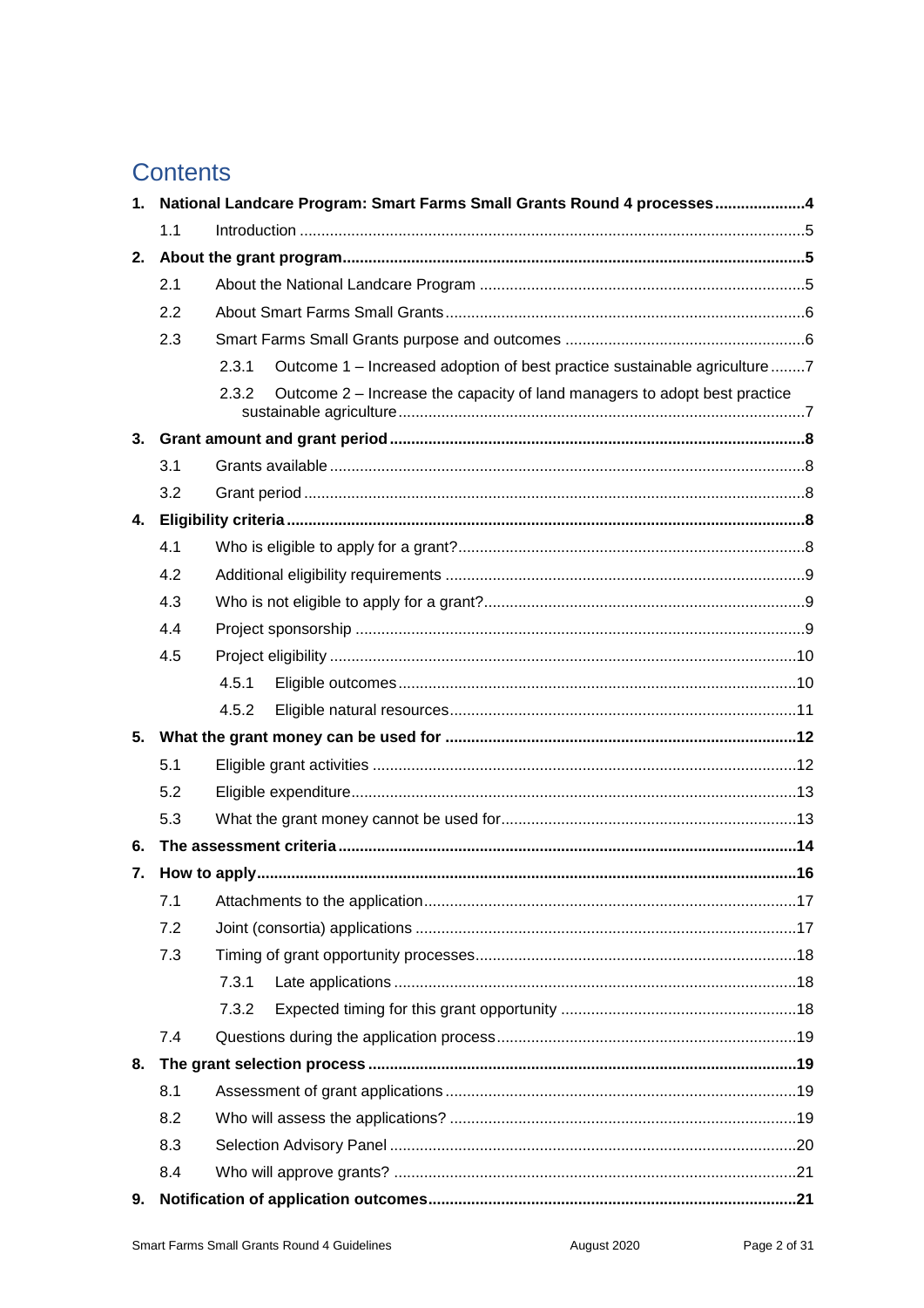# Contents

**1. National Landcare Program: Smart Farms Small Grants Round 4 processes .....................4**

- 1.1 Introduction ....................................................................................................................5

**2. About the grant program..........................................................................................................5**

- 2.1 About the National Landcare Program ...........................................................................5
- 2.2 About Smart Farms Small Grants...................................................................................6
- 2.3 Smart Farms Small Grants purpose and outcomes .......................................................6
  - 2.3.1 Outcome 1 – Increased adoption of best practice sustainable agriculture ........7
  - 2.3.2 Outcome 2 – Increase the capacity of land managers to adopt best practice sustainable agriculture..............................................................................................7

**3. Grant amount and grant period ...............................................................................................8**

- 3.1 Grants available .............................................................................................................8
- 3.2 Grant period ...................................................................................................................8

**4. Eligibility criteria .......................................................................................................................8**

- 4.1 Who is eligible to apply for a grant?................................................................................8
- 4.2 Additional eligibility requirements ..................................................................................9
- 4.3 Who is not eligible to apply for a grant?..........................................................................9
- 4.4 Project sponsorship ........................................................................................................9
- 4.5 Project eligibility ............................................................................................................10
  - 4.5.1 Eligible outcomes ............................................................................................10
  - 4.5.2 Eligible natural resources................................................................................11

**5. What the grant money can be used for .................................................................................12**

- 5.1 Eligible grant activities ..................................................................................................12
- 5.2 Eligible expenditure......................................................................................................13
- 5.3 What the grant money cannot be used for....................................................................13

**6. The assessment criteria..........................................................................................................14**

**7. How to apply.............................................................................................................................16**

- 7.1 Attachments to the application......................................................................................17
- 7.2 Joint (consortia) applications ........................................................................................17
- 7.3 Timing of grant opportunity processes..........................................................................18
  - 7.3.1 Late applications .............................................................................................18
  - 7.3.2 Expected timing for this grant opportunity .......................................................18
- 7.4 Questions during the application process.....................................................................19

**8. The grant selection process ..................................................................................................19**

- 8.1 Assessment of grant applications .................................................................................19
- 8.2 Who will assess the applications? ................................................................................19
- 8.3 Selection Advisory Panel ..............................................................................................20
- 8.4 Who will approve grants? .............................................................................................21

**9. Notification of application outcomes....................................................................................21**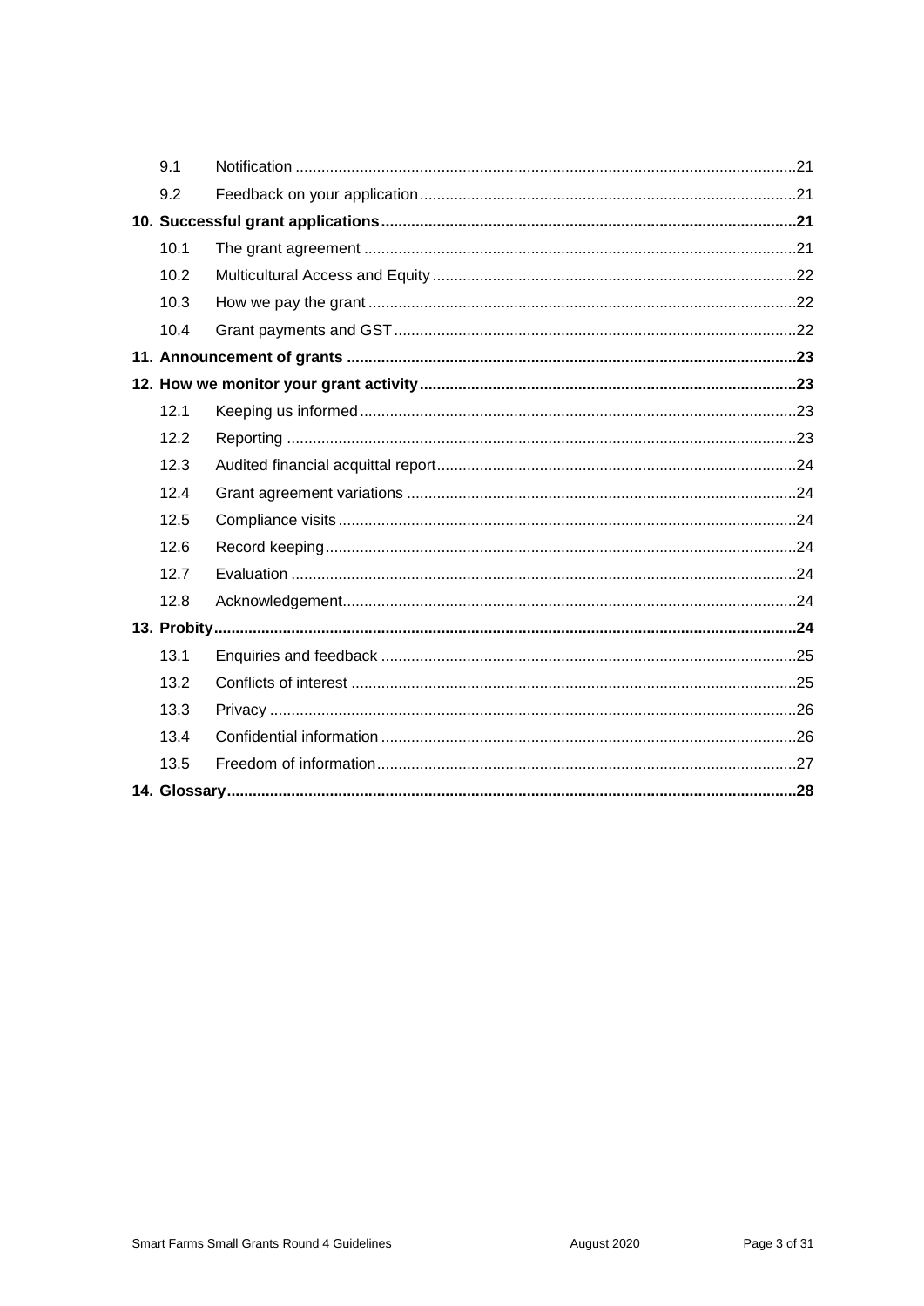| | | |
|---|---|---|
| 9.1 | Notification | 21 |
| 9.2 | Feedback on your application | 21 |
| **10. Successful grant applications** | | **21** |
| 10.1 | The grant agreement | 21 |
| 10.2 | Multicultural Access and Equity | 22 |
| 10.3 | How we pay the grant | 22 |
| 10.4 | Grant payments and GST | 22 |
| **11. Announcement of grants** | | **23** |
| **12. How we monitor your grant activity** | | **23** |
| 12.1 | Keeping us informed | 23 |
| 12.2 | Reporting | 23 |
| 12.3 | Audited financial acquittal report | 24 |
| 12.4 | Grant agreement variations | 24 |
| 12.5 | Compliance visits | 24 |
| 12.6 | Record keeping | 24 |
| 12.7 | Evaluation | 24 |
| 12.8 | Acknowledgement | 24 |
| **13. Probity** | | **24** |
| 13.1 | Enquiries and feedback | 25 |
| 13.2 | Conflicts of interest | 25 |
| 13.3 | Privacy | 26 |
| 13.4 | Confidential information | 26 |
| 13.5 | Freedom of information | 27 |
| **14. Glossary** | | **28** |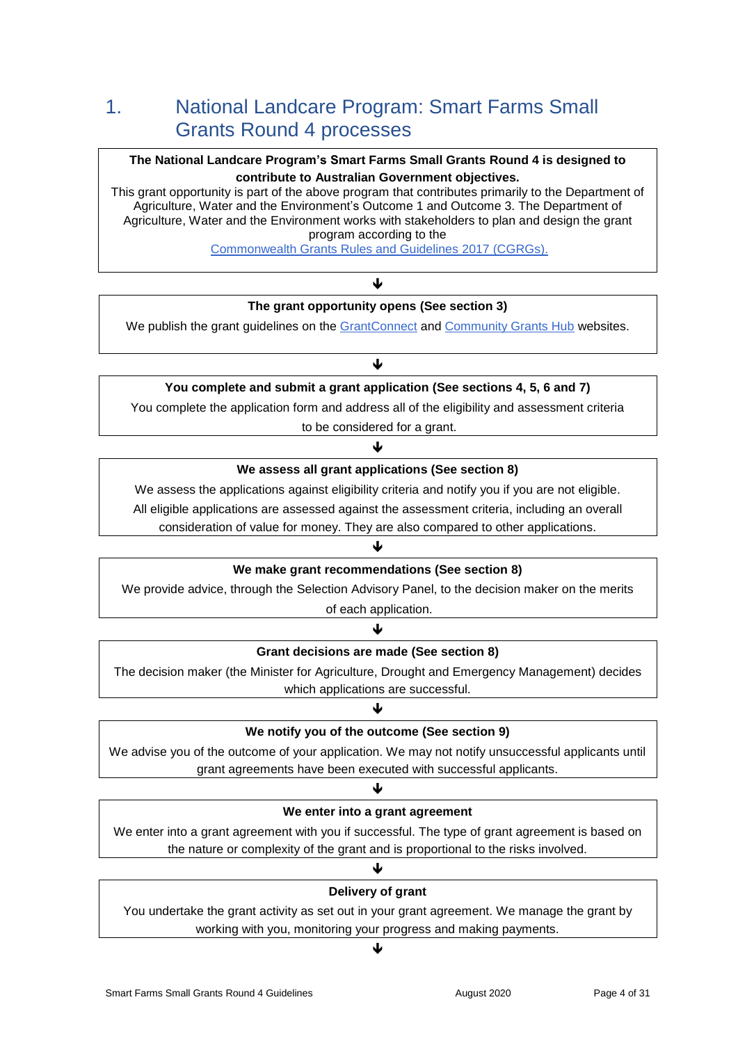# 1. National Landcare Program: Smart Farms Small Grants Round 4 processes

**The National Landcare Program's Smart Farms Small Grants Round 4 is designed to contribute to Australian Government objectives.**

This grant opportunity is part of the above program that contributes primarily to the Department of Agriculture, Water and the Environment's Outcome 1 and Outcome 3. The Department of Agriculture, Water and the Environment works with stakeholders to plan and design the grant program according to the [Commonwealth Grants Rules and Guidelines 2017 (CGRGs).]()

↓

**The grant opportunity opens (See section 3)**

We publish the grant guidelines on the [GrantConnect]() and [Community Grants Hub]() websites.

↓

**You complete and submit a grant application (See sections 4, 5, 6 and 7)**

You complete the application form and address all of the eligibility and assessment criteria to be considered for a grant.

↓

**We assess all grant applications (See section 8)**

We assess the applications against eligibility criteria and notify you if you are not eligible. All eligible applications are assessed against the assessment criteria, including an overall consideration of value for money. They are also compared to other applications.

↓

**We make grant recommendations (See section 8)**

We provide advice, through the Selection Advisory Panel, to the decision maker on the merits of each application.

↓

**Grant decisions are made (See section 8)**

The decision maker (the Minister for Agriculture, Drought and Emergency Management) decides which applications are successful.

↓

**We notify you of the outcome (See section 9)**

We advise you of the outcome of your application. We may not notify unsuccessful applicants until grant agreements have been executed with successful applicants.

↓

**We enter into a grant agreement**

We enter into a grant agreement with you if successful. The type of grant agreement is based on the nature or complexity of the grant and is proportional to the risks involved.

↓

**Delivery of grant**

You undertake the grant activity as set out in your grant agreement. We manage the grant by working with you, monitoring your progress and making payments.

↓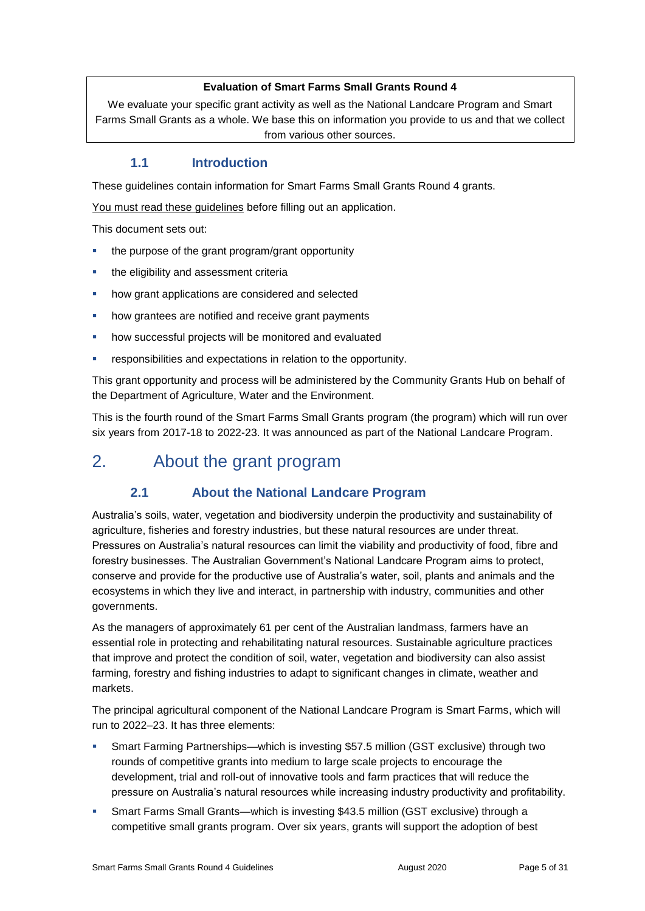**Evaluation of Smart Farms Small Grants Round 4**

We evaluate your specific grant activity as well as the National Landcare Program and Smart Farms Small Grants as a whole. We base this on information you provide to us and that we collect from various other sources.

### 1.1 Introduction

These guidelines contain information for Smart Farms Small Grants Round 4 grants.

You must read these guidelines before filling out an application.

This document sets out:

- the purpose of the grant program/grant opportunity
- the eligibility and assessment criteria
- how grant applications are considered and selected
- how grantees are notified and receive grant payments
- how successful projects will be monitored and evaluated
- responsibilities and expectations in relation to the opportunity.

This grant opportunity and process will be administered by the Community Grants Hub on behalf of the Department of Agriculture, Water and the Environment.

This is the fourth round of the Smart Farms Small Grants program (the program) which will run over six years from 2017-18 to 2022-23. It was announced as part of the National Landcare Program.

## 2. About the grant program

### 2.1 About the National Landcare Program

Australia's soils, water, vegetation and biodiversity underpin the productivity and sustainability of agriculture, fisheries and forestry industries, but these natural resources are under threat. Pressures on Australia's natural resources can limit the viability and productivity of food, fibre and forestry businesses. The Australian Government's National Landcare Program aims to protect, conserve and provide for the productive use of Australia's water, soil, plants and animals and the ecosystems in which they live and interact, in partnership with industry, communities and other governments.

As the managers of approximately 61 per cent of the Australian landmass, farmers have an essential role in protecting and rehabilitating natural resources. Sustainable agriculture practices that improve and protect the condition of soil, water, vegetation and biodiversity can also assist farming, forestry and fishing industries to adapt to significant changes in climate, weather and markets.

The principal agricultural component of the National Landcare Program is Smart Farms, which will run to 2022–23. It has three elements:

- Smart Farming Partnerships—which is investing $57.5 million (GST exclusive) through two rounds of competitive grants into medium to large scale projects to encourage the development, trial and roll-out of innovative tools and farm practices that will reduce the pressure on Australia's natural resources while increasing industry productivity and profitability.
- Smart Farms Small Grants—which is investing $43.5 million (GST exclusive) through a competitive small grants program. Over six years, grants will support the adoption of best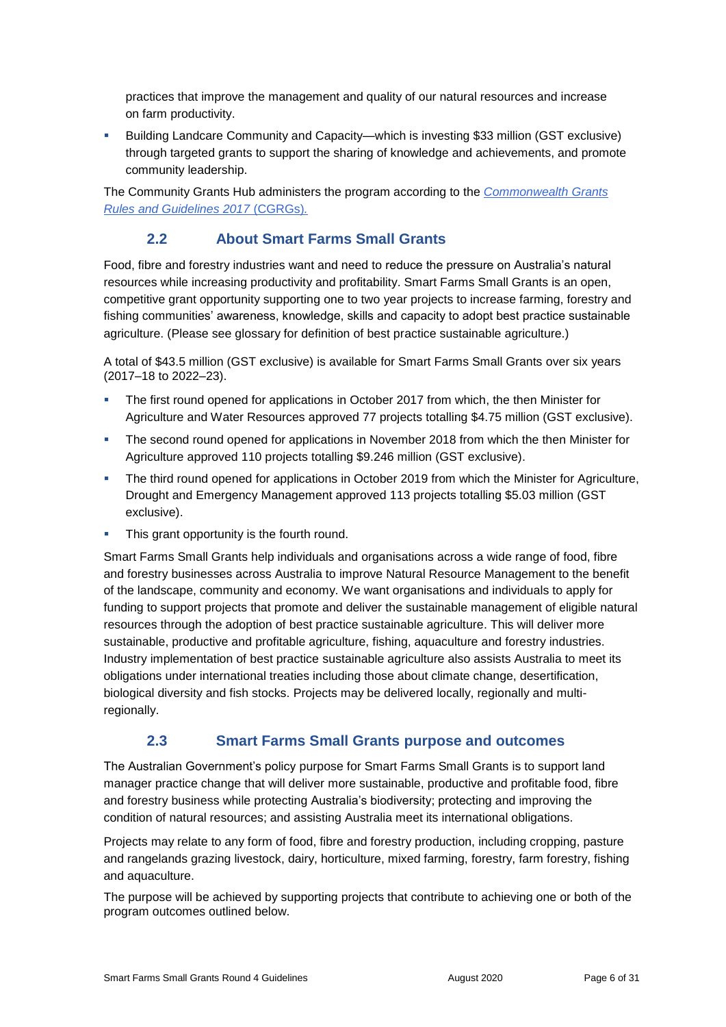practices that improve the management and quality of our natural resources and increase on farm productivity.

- Building Landcare Community and Capacity—which is investing $33 million (GST exclusive) through targeted grants to support the sharing of knowledge and achievements, and promote community leadership.

The Community Grants Hub administers the program according to the [*Commonwealth Grants Rules and Guidelines 2017* (CGRGs).]()

## 2.2 About Smart Farms Small Grants

Food, fibre and forestry industries want and need to reduce the pressure on Australia's natural resources while increasing productivity and profitability. Smart Farms Small Grants is an open, competitive grant opportunity supporting one to two year projects to increase farming, forestry and fishing communities' awareness, knowledge, skills and capacity to adopt best practice sustainable agriculture. (Please see glossary for definition of best practice sustainable agriculture.)

A total of $43.5 million (GST exclusive) is available for Smart Farms Small Grants over six years (2017–18 to 2022–23).

- The first round opened for applications in October 2017 from which, the then Minister for Agriculture and Water Resources approved 77 projects totalling $4.75 million (GST exclusive).
- The second round opened for applications in November 2018 from which the then Minister for Agriculture approved 110 projects totalling $9.246 million (GST exclusive).
- The third round opened for applications in October 2019 from which the Minister for Agriculture, Drought and Emergency Management approved 113 projects totalling $5.03 million (GST exclusive).
- This grant opportunity is the fourth round.

Smart Farms Small Grants help individuals and organisations across a wide range of food, fibre and forestry businesses across Australia to improve Natural Resource Management to the benefit of the landscape, community and economy. We want organisations and individuals to apply for funding to support projects that promote and deliver the sustainable management of eligible natural resources through the adoption of best practice sustainable agriculture. This will deliver more sustainable, productive and profitable agriculture, fishing, aquaculture and forestry industries. Industry implementation of best practice sustainable agriculture also assists Australia to meet its obligations under international treaties including those about climate change, desertification, biological diversity and fish stocks. Projects may be delivered locally, regionally and multi-regionally.

## 2.3 Smart Farms Small Grants purpose and outcomes

The Australian Government's policy purpose for Smart Farms Small Grants is to support land manager practice change that will deliver more sustainable, productive and profitable food, fibre and forestry business while protecting Australia's biodiversity; protecting and improving the condition of natural resources; and assisting Australia meet its international obligations.

Projects may relate to any form of food, fibre and forestry production, including cropping, pasture and rangelands grazing livestock, dairy, horticulture, mixed farming, forestry, farm forestry, fishing and aquaculture.

The purpose will be achieved by supporting projects that contribute to achieving one or both of the program outcomes outlined below.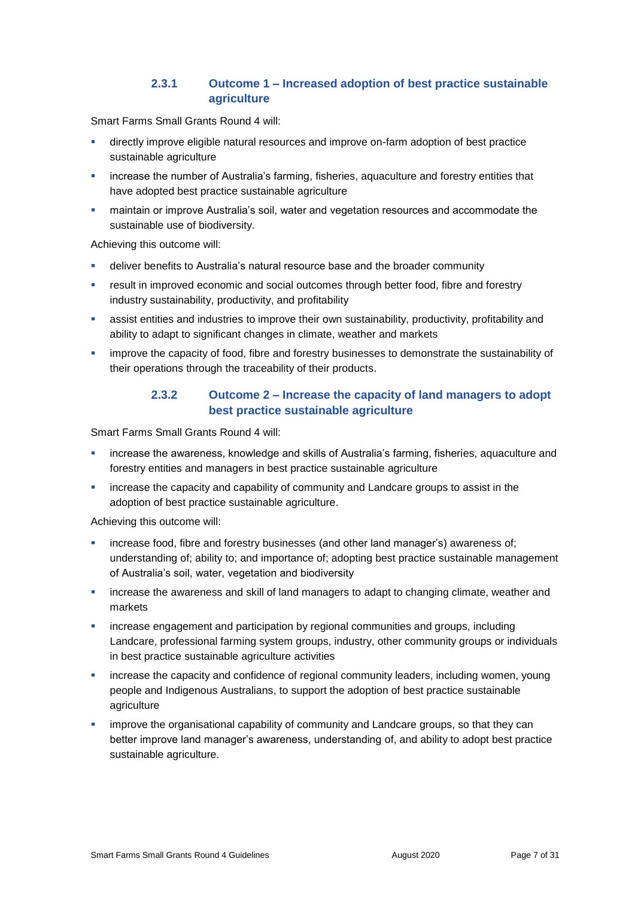### 2.3.1 Outcome 1 – Increased adoption of best practice sustainable agriculture

Smart Farms Small Grants Round 4 will:

- directly improve eligible natural resources and improve on-farm adoption of best practice sustainable agriculture
- increase the number of Australia's farming, fisheries, aquaculture and forestry entities that have adopted best practice sustainable agriculture
- maintain or improve Australia's soil, water and vegetation resources and accommodate the sustainable use of biodiversity.

Achieving this outcome will:

- deliver benefits to Australia's natural resource base and the broader community
- result in improved economic and social outcomes through better food, fibre and forestry industry sustainability, productivity, and profitability
- assist entities and industries to improve their own sustainability, productivity, profitability and ability to adapt to significant changes in climate, weather and markets
- improve the capacity of food, fibre and forestry businesses to demonstrate the sustainability of their operations through the traceability of their products.

### 2.3.2 Outcome 2 – Increase the capacity of land managers to adopt best practice sustainable agriculture

Smart Farms Small Grants Round 4 will:

- increase the awareness, knowledge and skills of Australia's farming, fisheries, aquaculture and forestry entities and managers in best practice sustainable agriculture
- increase the capacity and capability of community and Landcare groups to assist in the adoption of best practice sustainable agriculture.

Achieving this outcome will:

- increase food, fibre and forestry businesses (and other land manager's) awareness of; understanding of; ability to; and importance of; adopting best practice sustainable management of Australia's soil, water, vegetation and biodiversity
- increase the awareness and skill of land managers to adapt to changing climate, weather and markets
- increase engagement and participation by regional communities and groups, including Landcare, professional farming system groups, industry, other community groups or individuals in best practice sustainable agriculture activities
- increase the capacity and confidence of regional community leaders, including women, young people and Indigenous Australians, to support the adoption of best practice sustainable agriculture
- improve the organisational capability of community and Landcare groups, so that they can better improve land manager's awareness, understanding of, and ability to adopt best practice sustainable agriculture.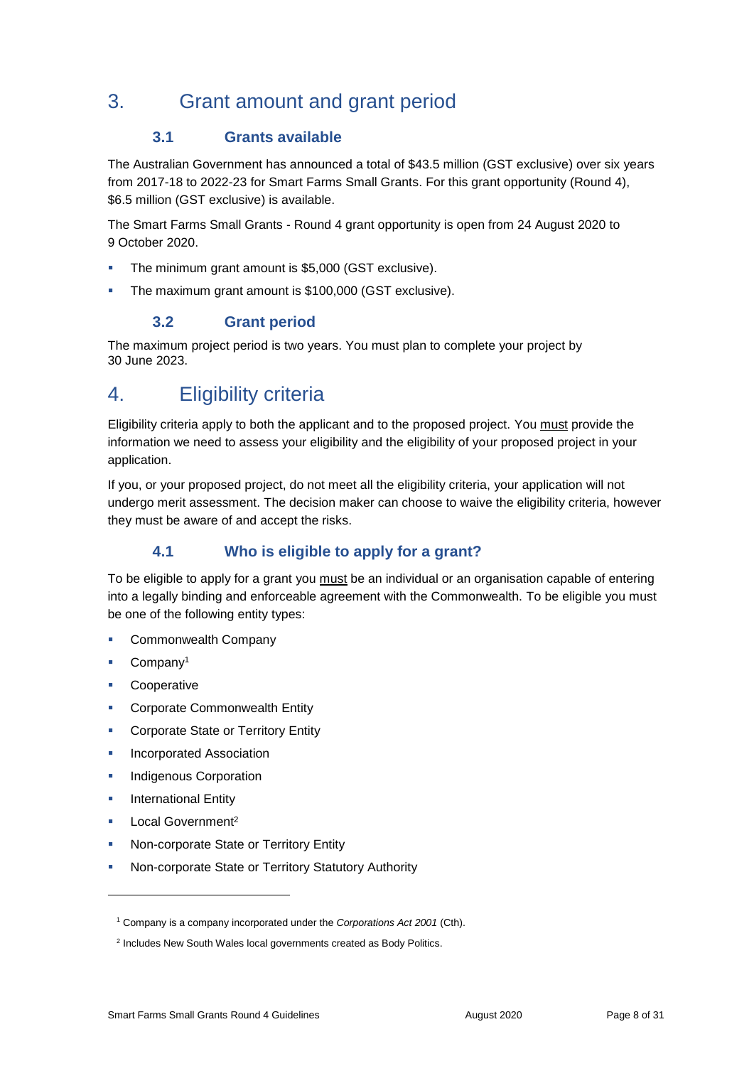# 3. Grant amount and grant period

## 3.1 Grants available

The Australian Government has announced a total of $43.5 million (GST exclusive) over six years from 2017-18 to 2022-23 for Smart Farms Small Grants. For this grant opportunity (Round 4), $6.5 million (GST exclusive) is available.

The Smart Farms Small Grants - Round 4 grant opportunity is open from 24 August 2020 to 9 October 2020.

- The minimum grant amount is $5,000 (GST exclusive).
- The maximum grant amount is $100,000 (GST exclusive).

## 3.2 Grant period

The maximum project period is two years. You must plan to complete your project by 30 June 2023.

# 4. Eligibility criteria

Eligibility criteria apply to both the applicant and to the proposed project. You must provide the information we need to assess your eligibility and the eligibility of your proposed project in your application.

If you, or your proposed project, do not meet all the eligibility criteria, your application will not undergo merit assessment. The decision maker can choose to waive the eligibility criteria, however they must be aware of and accept the risks.

## 4.1 Who is eligible to apply for a grant?

To be eligible to apply for a grant you must be an individual or an organisation capable of entering into a legally binding and enforceable agreement with the Commonwealth. To be eligible you must be one of the following entity types:

- Commonwealth Company
- Company[1]
- Cooperative
- Corporate Commonwealth Entity
- Corporate State or Territory Entity
- Incorporated Association
- Indigenous Corporation
- International Entity
- Local Government[2]
- Non-corporate State or Territory Entity
- Non-corporate State or Territory Statutory Authority

---

[1] Company is a company incorporated under the *Corporations Act 2001* (Cth).

[2] Includes New South Wales local governments created as Body Politics.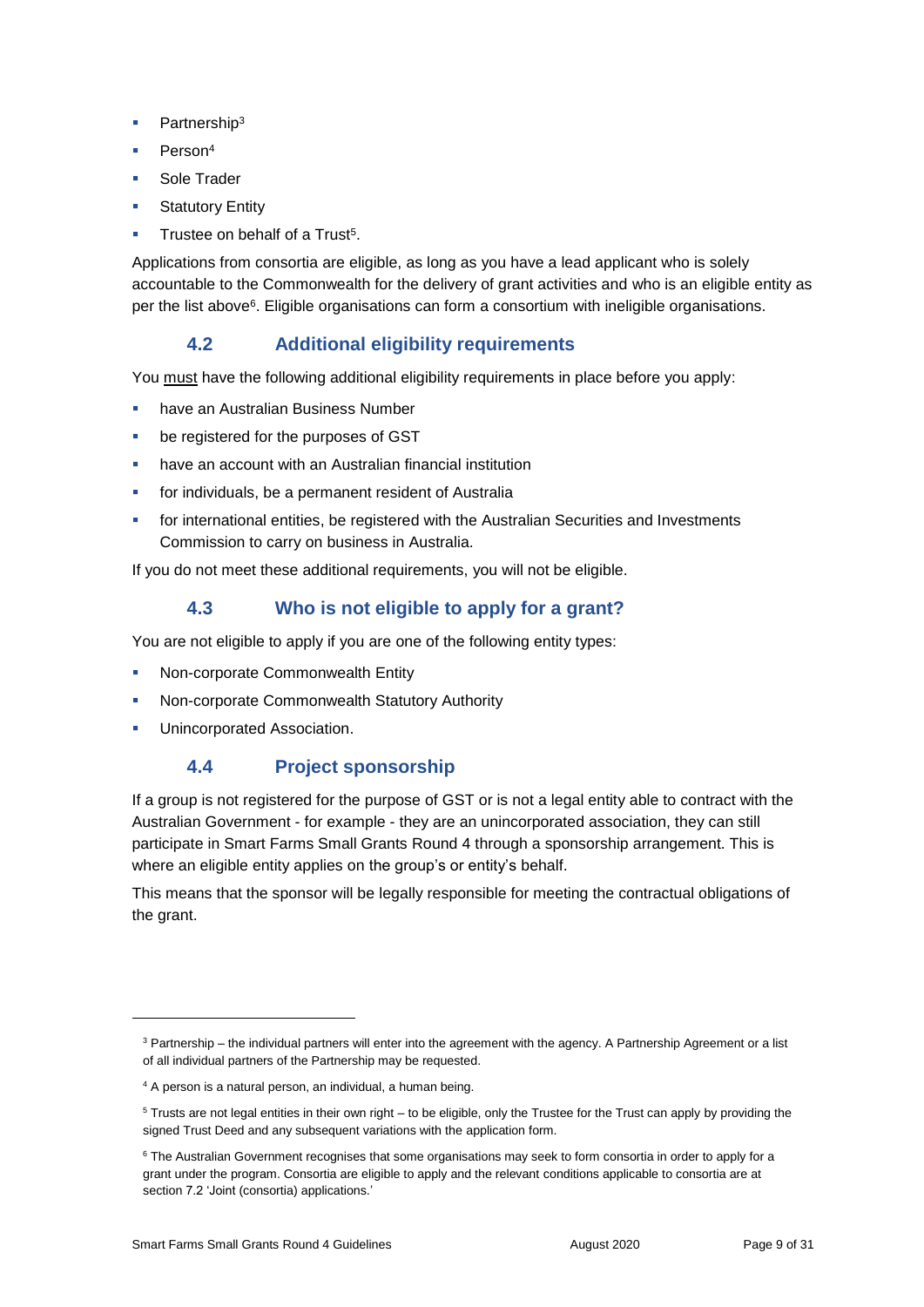- Partnership[3]
- Person[4]
- Sole Trader
- Statutory Entity
- Trustee on behalf of a Trust[5].

Applications from consortia are eligible, as long as you have a lead applicant who is solely accountable to the Commonwealth for the delivery of grant activities and who is an eligible entity as per the list above[6]. Eligible organisations can form a consortium with ineligible organisations.

### 4.2 Additional eligibility requirements

You must have the following additional eligibility requirements in place before you apply:

- have an Australian Business Number
- be registered for the purposes of GST
- have an account with an Australian financial institution
- for individuals, be a permanent resident of Australia
- for international entities, be registered with the Australian Securities and Investments Commission to carry on business in Australia.

If you do not meet these additional requirements, you will not be eligible.

### 4.3 Who is not eligible to apply for a grant?

You are not eligible to apply if you are one of the following entity types:

- Non-corporate Commonwealth Entity
- Non-corporate Commonwealth Statutory Authority
- Unincorporated Association.

### 4.4 Project sponsorship

If a group is not registered for the purpose of GST or is not a legal entity able to contract with the Australian Government - for example - they are an unincorporated association, they can still participate in Smart Farms Small Grants Round 4 through a sponsorship arrangement. This is where an eligible entity applies on the group's or entity's behalf.

This means that the sponsor will be legally responsible for meeting the contractual obligations of the grant.

---

[3] Partnership – the individual partners will enter into the agreement with the agency. A Partnership Agreement or a list of all individual partners of the Partnership may be requested.

[4] A person is a natural person, an individual, a human being.

[5] Trusts are not legal entities in their own right – to be eligible, only the Trustee for the Trust can apply by providing the signed Trust Deed and any subsequent variations with the application form.

[6] The Australian Government recognises that some organisations may seek to form consortia in order to apply for a grant under the program. Consortia are eligible to apply and the relevant conditions applicable to consortia are at section 7.2 'Joint (consortia) applications.'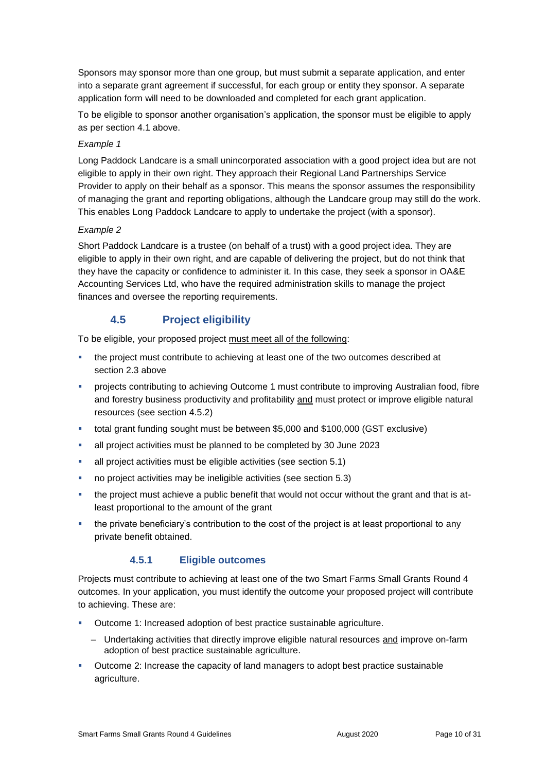Sponsors may sponsor more than one group, but must submit a separate application, and enter into a separate grant agreement if successful, for each group or entity they sponsor. A separate application form will need to be downloaded and completed for each grant application.

To be eligible to sponsor another organisation's application, the sponsor must be eligible to apply as per section 4.1 above.

*Example 1*

Long Paddock Landcare is a small unincorporated association with a good project idea but are not eligible to apply in their own right. They approach their Regional Land Partnerships Service Provider to apply on their behalf as a sponsor. This means the sponsor assumes the responsibility of managing the grant and reporting obligations, although the Landcare group may still do the work. This enables Long Paddock Landcare to apply to undertake the project (with a sponsor).

*Example 2*

Short Paddock Landcare is a trustee (on behalf of a trust) with a good project idea. They are eligible to apply in their own right, and are capable of delivering the project, but do not think that they have the capacity or confidence to administer it. In this case, they seek a sponsor in OA&E Accounting Services Ltd, who have the required administration skills to manage the project finances and oversee the reporting requirements.

## 4.5 Project eligibility

To be eligible, your proposed project <u>must meet all of the following</u>:

- the project must contribute to achieving at least one of the two outcomes described at section 2.3 above
- projects contributing to achieving Outcome 1 must contribute to improving Australian food, fibre and forestry business productivity and profitability <u>and</u> must protect or improve eligible natural resources (see section 4.5.2)
- total grant funding sought must be between $5,000 and $100,000 (GST exclusive)
- all project activities must be planned to be completed by 30 June 2023
- all project activities must be eligible activities (see section 5.1)
- no project activities may be ineligible activities (see section 5.3)
- the project must achieve a public benefit that would not occur without the grant and that is at-least proportional to the amount of the grant
- the private beneficiary's contribution to the cost of the project is at least proportional to any private benefit obtained.

### 4.5.1 Eligible outcomes

Projects must contribute to achieving at least one of the two Smart Farms Small Grants Round 4 outcomes. In your application, you must identify the outcome your proposed project will contribute to achieving. These are:

- Outcome 1: Increased adoption of best practice sustainable agriculture.
  - Undertaking activities that directly improve eligible natural resources <u>and</u> improve on-farm adoption of best practice sustainable agriculture.
- Outcome 2: Increase the capacity of land managers to adopt best practice sustainable agriculture.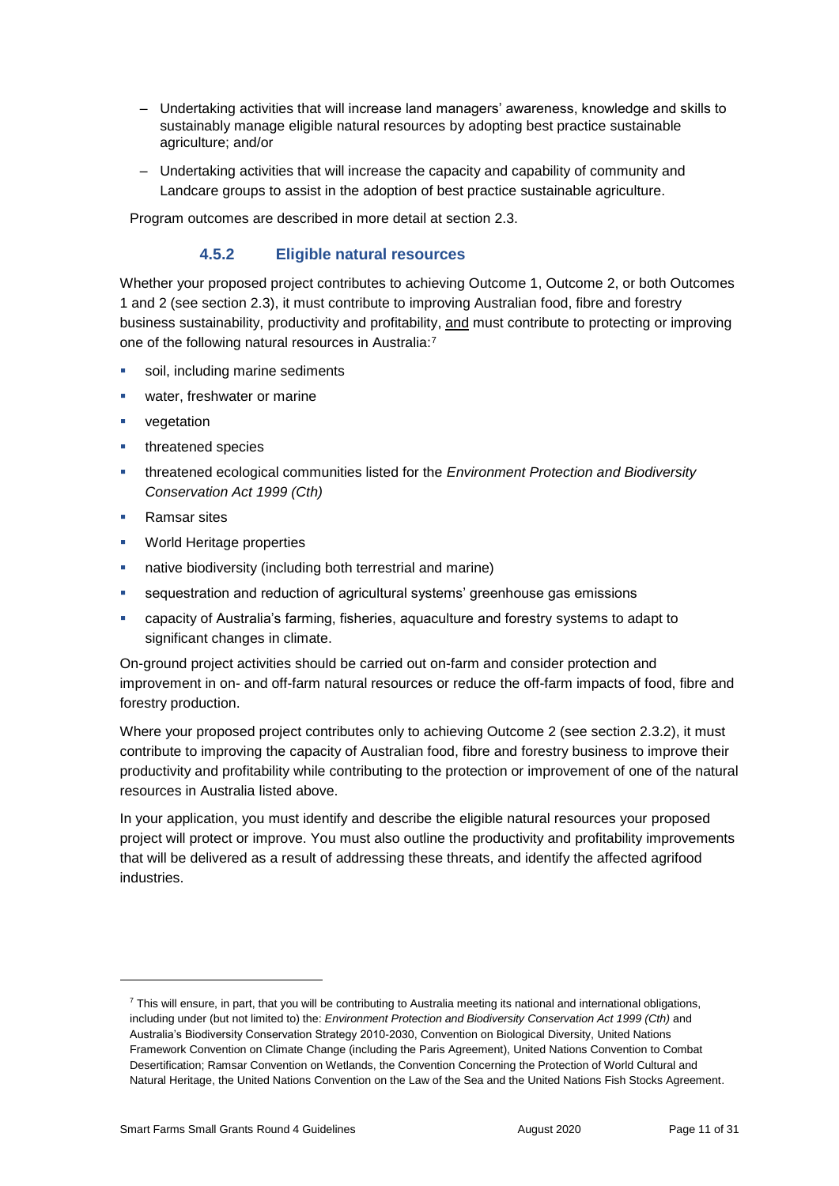- Undertaking activities that will increase land managers' awareness, knowledge and skills to sustainably manage eligible natural resources by adopting best practice sustainable agriculture; and/or
- Undertaking activities that will increase the capacity and capability of community and Landcare groups to assist in the adoption of best practice sustainable agriculture.

Program outcomes are described in more detail at section 2.3.

### 4.5.2 Eligible natural resources

Whether your proposed project contributes to achieving Outcome 1, Outcome 2, or both Outcomes 1 and 2 (see section 2.3), it must contribute to improving Australian food, fibre and forestry business sustainability, productivity and profitability, and must contribute to protecting or improving one of the following natural resources in Australia:[7]

- soil, including marine sediments
- water, freshwater or marine
- vegetation
- threatened species
- threatened ecological communities listed for the *Environment Protection and Biodiversity Conservation Act 1999 (Cth)*
- Ramsar sites
- World Heritage properties
- native biodiversity (including both terrestrial and marine)
- sequestration and reduction of agricultural systems' greenhouse gas emissions
- capacity of Australia's farming, fisheries, aquaculture and forestry systems to adapt to significant changes in climate.

On-ground project activities should be carried out on-farm and consider protection and improvement in on- and off-farm natural resources or reduce the off-farm impacts of food, fibre and forestry production.

Where your proposed project contributes only to achieving Outcome 2 (see section 2.3.2), it must contribute to improving the capacity of Australian food, fibre and forestry business to improve their productivity and profitability while contributing to the protection or improvement of one of the natural resources in Australia listed above.

In your application, you must identify and describe the eligible natural resources your proposed project will protect or improve. You must also outline the productivity and profitability improvements that will be delivered as a result of addressing these threats, and identify the affected agrifood industries.

---

[7] This will ensure, in part, that you will be contributing to Australia meeting its national and international obligations, including under (but not limited to) the: *Environment Protection and Biodiversity Conservation Act 1999 (Cth)* and Australia's Biodiversity Conservation Strategy 2010-2030, Convention on Biological Diversity, United Nations Framework Convention on Climate Change (including the Paris Agreement), United Nations Convention to Combat Desertification; Ramsar Convention on Wetlands, the Convention Concerning the Protection of World Cultural and Natural Heritage, the United Nations Convention on the Law of the Sea and the United Nations Fish Stocks Agreement.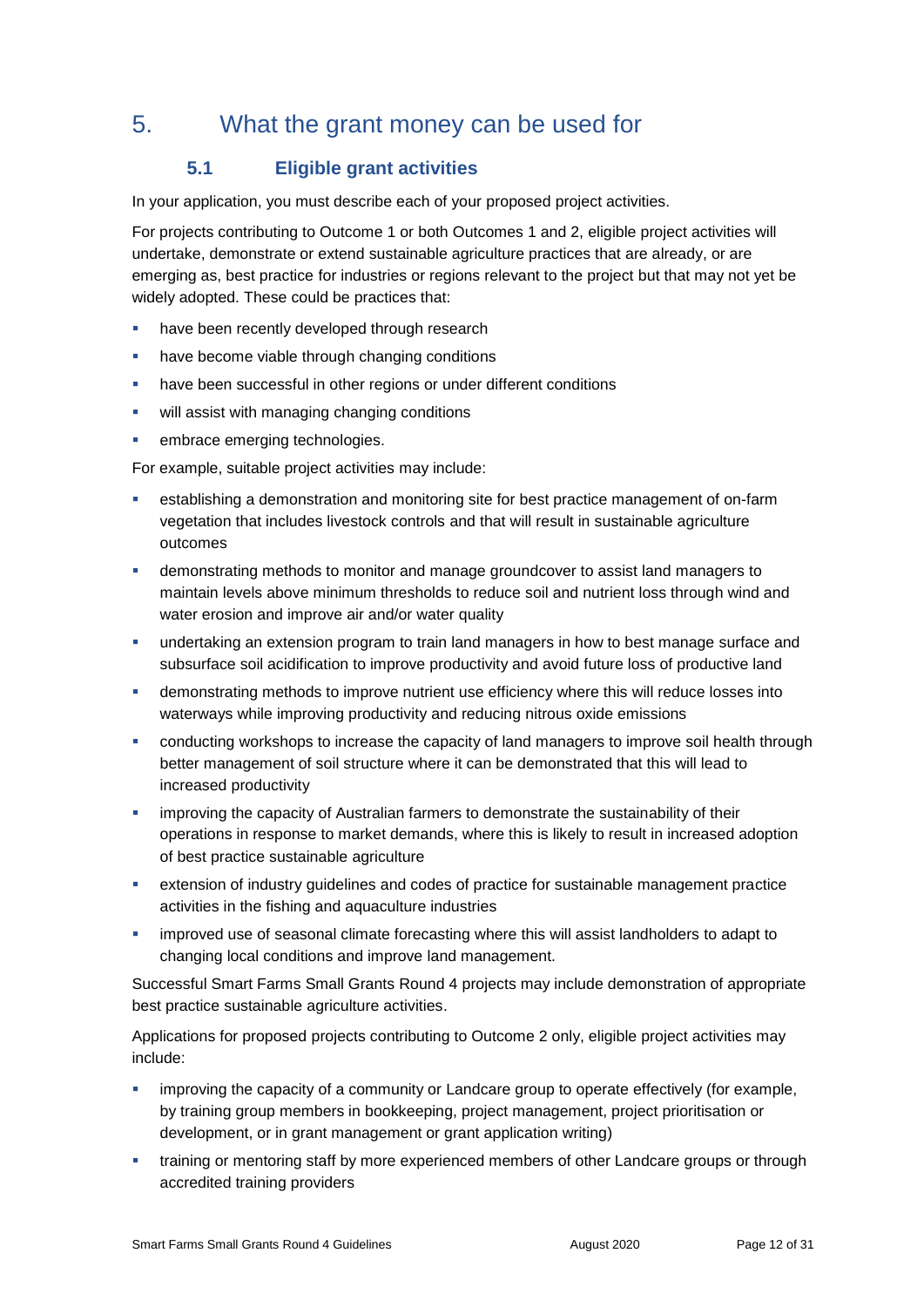# 5. What the grant money can be used for

## 5.1 Eligible grant activities

In your application, you must describe each of your proposed project activities.

For projects contributing to Outcome 1 or both Outcomes 1 and 2, eligible project activities will undertake, demonstrate or extend sustainable agriculture practices that are already, or are emerging as, best practice for industries or regions relevant to the project but that may not yet be widely adopted. These could be practices that:

- have been recently developed through research
- have become viable through changing conditions
- have been successful in other regions or under different conditions
- will assist with managing changing conditions
- embrace emerging technologies.

For example, suitable project activities may include:

- establishing a demonstration and monitoring site for best practice management of on-farm vegetation that includes livestock controls and that will result in sustainable agriculture outcomes
- demonstrating methods to monitor and manage groundcover to assist land managers to maintain levels above minimum thresholds to reduce soil and nutrient loss through wind and water erosion and improve air and/or water quality
- undertaking an extension program to train land managers in how to best manage surface and subsurface soil acidification to improve productivity and avoid future loss of productive land
- demonstrating methods to improve nutrient use efficiency where this will reduce losses into waterways while improving productivity and reducing nitrous oxide emissions
- conducting workshops to increase the capacity of land managers to improve soil health through better management of soil structure where it can be demonstrated that this will lead to increased productivity
- improving the capacity of Australian farmers to demonstrate the sustainability of their operations in response to market demands, where this is likely to result in increased adoption of best practice sustainable agriculture
- extension of industry guidelines and codes of practice for sustainable management practice activities in the fishing and aquaculture industries
- improved use of seasonal climate forecasting where this will assist landholders to adapt to changing local conditions and improve land management.

Successful Smart Farms Small Grants Round 4 projects may include demonstration of appropriate best practice sustainable agriculture activities.

Applications for proposed projects contributing to Outcome 2 only, eligible project activities may include:

- improving the capacity of a community or Landcare group to operate effectively (for example, by training group members in bookkeeping, project management, project prioritisation or development, or in grant management or grant application writing)
- training or mentoring staff by more experienced members of other Landcare groups or through accredited training providers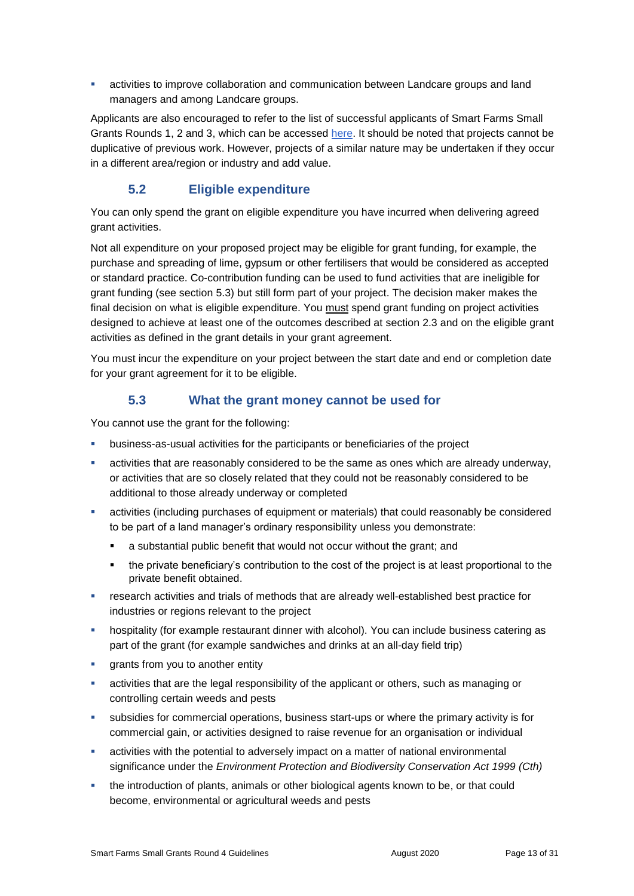- activities to improve collaboration and communication between Landcare groups and land managers and among Landcare groups.

Applicants are also encouraged to refer to the list of successful applicants of Smart Farms Small Grants Rounds 1, 2 and 3, which can be accessed here. It should be noted that projects cannot be duplicative of previous work. However, projects of a similar nature may be undertaken if they occur in a different area/region or industry and add value.

### 5.2 Eligible expenditure

You can only spend the grant on eligible expenditure you have incurred when delivering agreed grant activities.

Not all expenditure on your proposed project may be eligible for grant funding, for example, the purchase and spreading of lime, gypsum or other fertilisers that would be considered as accepted or standard practice. Co-contribution funding can be used to fund activities that are ineligible for grant funding (see section 5.3) but still form part of your project. The decision maker makes the final decision on what is eligible expenditure. You must spend grant funding on project activities designed to achieve at least one of the outcomes described at section 2.3 and on the eligible grant activities as defined in the grant details in your grant agreement.

You must incur the expenditure on your project between the start date and end or completion date for your grant agreement for it to be eligible.

### 5.3 What the grant money cannot be used for

You cannot use the grant for the following:

- business-as-usual activities for the participants or beneficiaries of the project
- activities that are reasonably considered to be the same as ones which are already underway, or activities that are so closely related that they could not be reasonably considered to be additional to those already underway or completed
- activities (including purchases of equipment or materials) that could reasonably be considered to be part of a land manager's ordinary responsibility unless you demonstrate:
  - a substantial public benefit that would not occur without the grant; and
  - the private beneficiary's contribution to the cost of the project is at least proportional to the private benefit obtained.
- research activities and trials of methods that are already well-established best practice for industries or regions relevant to the project
- hospitality (for example restaurant dinner with alcohol). You can include business catering as part of the grant (for example sandwiches and drinks at an all-day field trip)
- grants from you to another entity
- activities that are the legal responsibility of the applicant or others, such as managing or controlling certain weeds and pests
- subsidies for commercial operations, business start-ups or where the primary activity is for commercial gain, or activities designed to raise revenue for an organisation or individual
- activities with the potential to adversely impact on a matter of national environmental significance under the *Environment Protection and Biodiversity Conservation Act 1999 (Cth)*
- the introduction of plants, animals or other biological agents known to be, or that could become, environmental or agricultural weeds and pests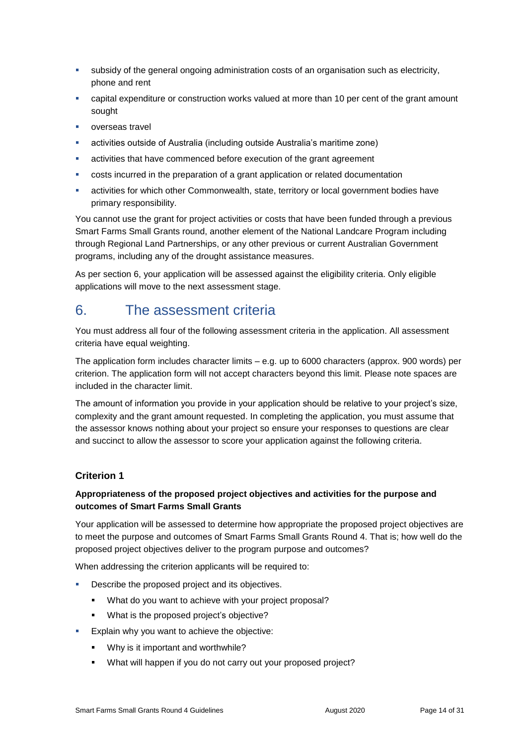- subsidy of the general ongoing administration costs of an organisation such as electricity, phone and rent
- capital expenditure or construction works valued at more than 10 per cent of the grant amount sought
- overseas travel
- activities outside of Australia (including outside Australia's maritime zone)
- activities that have commenced before execution of the grant agreement
- costs incurred in the preparation of a grant application or related documentation
- activities for which other Commonwealth, state, territory or local government bodies have primary responsibility.

You cannot use the grant for project activities or costs that have been funded through a previous Smart Farms Small Grants round, another element of the National Landcare Program including through Regional Land Partnerships, or any other previous or current Australian Government programs, including any of the drought assistance measures.

As per section 6, your application will be assessed against the eligibility criteria. Only eligible applications will move to the next assessment stage.

# 6. The assessment criteria

You must address all four of the following assessment criteria in the application. All assessment criteria have equal weighting.

The application form includes character limits – e.g. up to 6000 characters (approx. 900 words) per criterion. The application form will not accept characters beyond this limit. Please note spaces are included in the character limit.

The amount of information you provide in your application should be relative to your project's size, complexity and the grant amount requested. In completing the application, you must assume that the assessor knows nothing about your project so ensure your responses to questions are clear and succinct to allow the assessor to score your application against the following criteria.

### Criterion 1

**Appropriateness of the proposed project objectives and activities for the purpose and outcomes of Smart Farms Small Grants**

Your application will be assessed to determine how appropriate the proposed project objectives are to meet the purpose and outcomes of Smart Farms Small Grants Round 4. That is; how well do the proposed project objectives deliver to the program purpose and outcomes?

When addressing the criterion applicants will be required to:

- Describe the proposed project and its objectives.
  - What do you want to achieve with your project proposal?
  - What is the proposed project's objective?
- Explain why you want to achieve the objective:
  - Why is it important and worthwhile?
  - What will happen if you do not carry out your proposed project?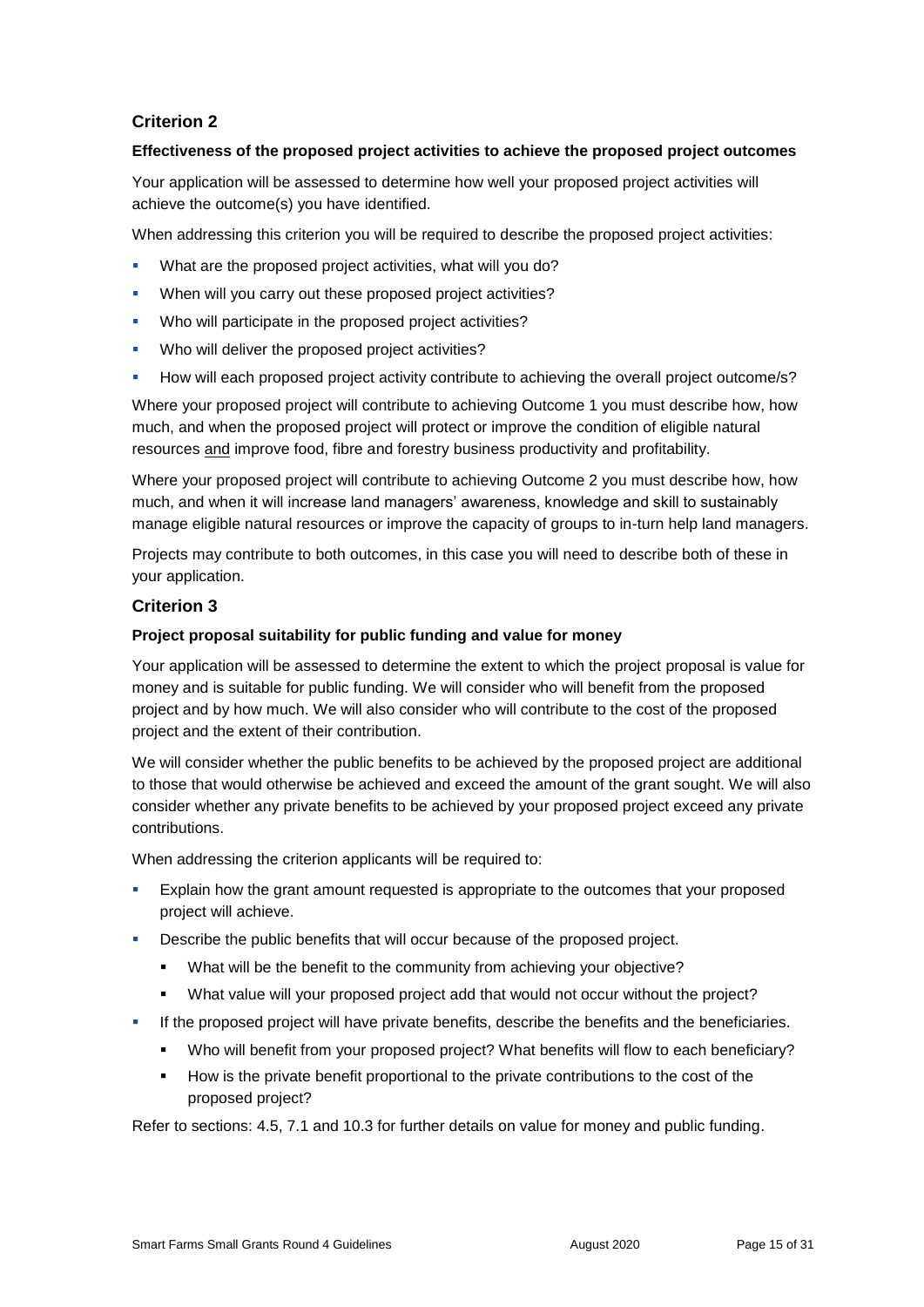### Criterion 2

**Effectiveness of the proposed project activities to achieve the proposed project outcomes**

Your application will be assessed to determine how well your proposed project activities will achieve the outcome(s) you have identified.

When addressing this criterion you will be required to describe the proposed project activities:

- What are the proposed project activities, what will you do?
- When will you carry out these proposed project activities?
- Who will participate in the proposed project activities?
- Who will deliver the proposed project activities?
- How will each proposed project activity contribute to achieving the overall project outcome/s?

Where your proposed project will contribute to achieving Outcome 1 you must describe how, how much, and when the proposed project will protect or improve the condition of eligible natural resources <u>and</u> improve food, fibre and forestry business productivity and profitability.

Where your proposed project will contribute to achieving Outcome 2 you must describe how, how much, and when it will increase land managers' awareness, knowledge and skill to sustainably manage eligible natural resources or improve the capacity of groups to in-turn help land managers.

Projects may contribute to both outcomes, in this case you will need to describe both of these in your application.

### Criterion 3

**Project proposal suitability for public funding and value for money**

Your application will be assessed to determine the extent to which the project proposal is value for money and is suitable for public funding. We will consider who will benefit from the proposed project and by how much. We will also consider who will contribute to the cost of the proposed project and the extent of their contribution.

We will consider whether the public benefits to be achieved by the proposed project are additional to those that would otherwise be achieved and exceed the amount of the grant sought. We will also consider whether any private benefits to be achieved by your proposed project exceed any private contributions.

When addressing the criterion applicants will be required to:

- Explain how the grant amount requested is appropriate to the outcomes that your proposed project will achieve.
- Describe the public benefits that will occur because of the proposed project.
  - What will be the benefit to the community from achieving your objective?
  - What value will your proposed project add that would not occur without the project?
- If the proposed project will have private benefits, describe the benefits and the beneficiaries.
  - Who will benefit from your proposed project? What benefits will flow to each beneficiary?
  - How is the private benefit proportional to the private contributions to the cost of the proposed project?

Refer to sections: 4.5, 7.1 and 10.3 for further details on value for money and public funding.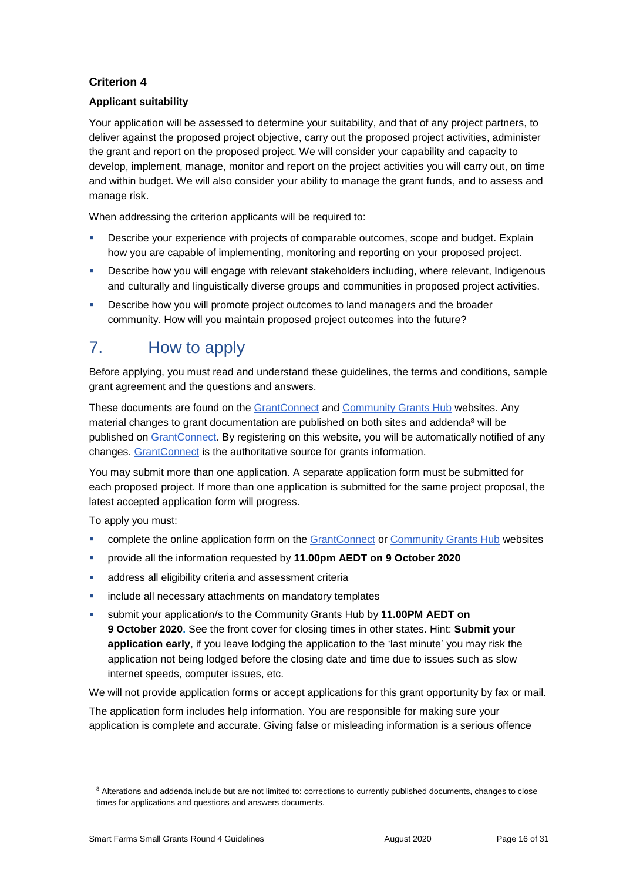### Criterion 4

**Applicant suitability**

Your application will be assessed to determine your suitability, and that of any project partners, to deliver against the proposed project objective, carry out the proposed project activities, administer the grant and report on the proposed project. We will consider your capability and capacity to develop, implement, manage, monitor and report on the project activities you will carry out, on time and within budget. We will also consider your ability to manage the grant funds, and to assess and manage risk.

When addressing the criterion applicants will be required to:

- Describe your experience with projects of comparable outcomes, scope and budget. Explain how you are capable of implementing, monitoring and reporting on your proposed project.
- Describe how you will engage with relevant stakeholders including, where relevant, Indigenous and culturally and linguistically diverse groups and communities in proposed project activities.
- Describe how you will promote project outcomes to land managers and the broader community. How will you maintain proposed project outcomes into the future?

## 7. How to apply

Before applying, you must read and understand these guidelines, the terms and conditions, sample grant agreement and the questions and answers.

These documents are found on the GrantConnect and Community Grants Hub websites. Any material changes to grant documentation are published on both sites and addenda[8] will be published on GrantConnect. By registering on this website, you will be automatically notified of any changes. GrantConnect is the authoritative source for grants information.

You may submit more than one application. A separate application form must be submitted for each proposed project. If more than one application is submitted for the same project proposal, the latest accepted application form will progress.

To apply you must:

- complete the online application form on the GrantConnect or Community Grants Hub websites
- provide all the information requested by **11.00pm AEDT on 9 October 2020**
- address all eligibility criteria and assessment criteria
- include all necessary attachments on mandatory templates
- submit your application/s to the Community Grants Hub by **11.00PM AEDT on 9 October 2020.** See the front cover for closing times in other states. Hint: **Submit your application early**, if you leave lodging the application to the 'last minute' you may risk the application not being lodged before the closing date and time due to issues such as slow internet speeds, computer issues, etc.

We will not provide application forms or accept applications for this grant opportunity by fax or mail.

The application form includes help information. You are responsible for making sure your application is complete and accurate. Giving false or misleading information is a serious offence

---

[8] Alterations and addenda include but are not limited to: corrections to currently published documents, changes to close times for applications and questions and answers documents.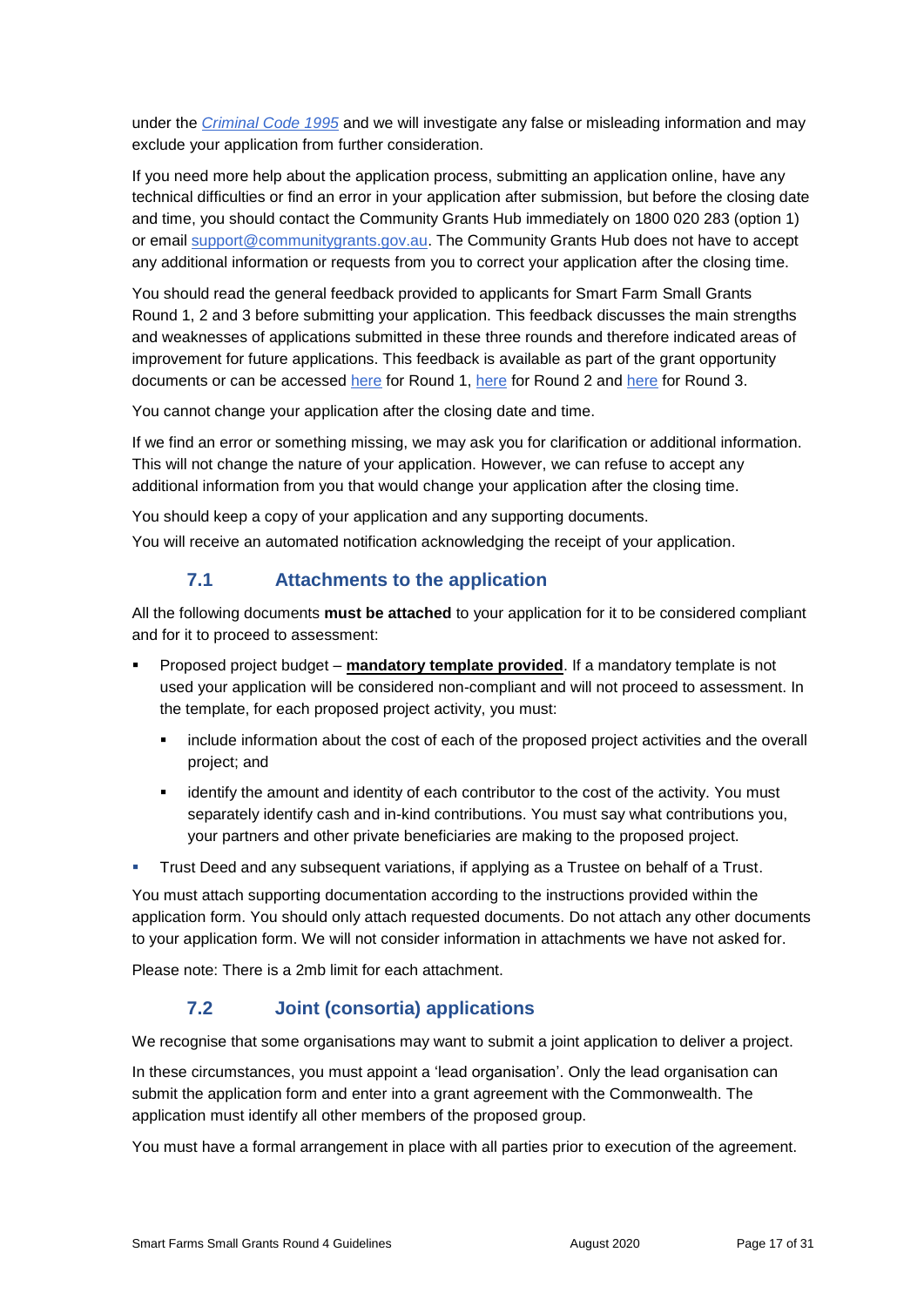under the *Criminal Code 1995* and we will investigate any false or misleading information and may exclude your application from further consideration.

If you need more help about the application process, submitting an application online, have any technical difficulties or find an error in your application after submission, but before the closing date and time, you should contact the Community Grants Hub immediately on 1800 020 283 (option 1) or email support@communitygrants.gov.au. The Community Grants Hub does not have to accept any additional information or requests from you to correct your application after the closing time.

You should read the general feedback provided to applicants for Smart Farm Small Grants Round 1, 2 and 3 before submitting your application. This feedback discusses the main strengths and weaknesses of applications submitted in these three rounds and therefore indicated areas of improvement for future applications. This feedback is available as part of the grant opportunity documents or can be accessed here for Round 1, here for Round 2 and here for Round 3.

You cannot change your application after the closing date and time.

If we find an error or something missing, we may ask you for clarification or additional information. This will not change the nature of your application. However, we can refuse to accept any additional information from you that would change your application after the closing time.

You should keep a copy of your application and any supporting documents.

You will receive an automated notification acknowledging the receipt of your application.

### 7.1 Attachments to the application

All the following documents **must be attached** to your application for it to be considered compliant and for it to proceed to assessment:

- Proposed project budget – **mandatory template provided**. If a mandatory template is not used your application will be considered non-compliant and will not proceed to assessment. In the template, for each proposed project activity, you must:
  - include information about the cost of each of the proposed project activities and the overall project; and
  - identify the amount and identity of each contributor to the cost of the activity. You must separately identify cash and in-kind contributions. You must say what contributions you, your partners and other private beneficiaries are making to the proposed project.
- Trust Deed and any subsequent variations, if applying as a Trustee on behalf of a Trust.

You must attach supporting documentation according to the instructions provided within the application form. You should only attach requested documents. Do not attach any other documents to your application form. We will not consider information in attachments we have not asked for.

Please note: There is a 2mb limit for each attachment.

### 7.2 Joint (consortia) applications

We recognise that some organisations may want to submit a joint application to deliver a project.

In these circumstances, you must appoint a 'lead organisation'. Only the lead organisation can submit the application form and enter into a grant agreement with the Commonwealth. The application must identify all other members of the proposed group.

You must have a formal arrangement in place with all parties prior to execution of the agreement.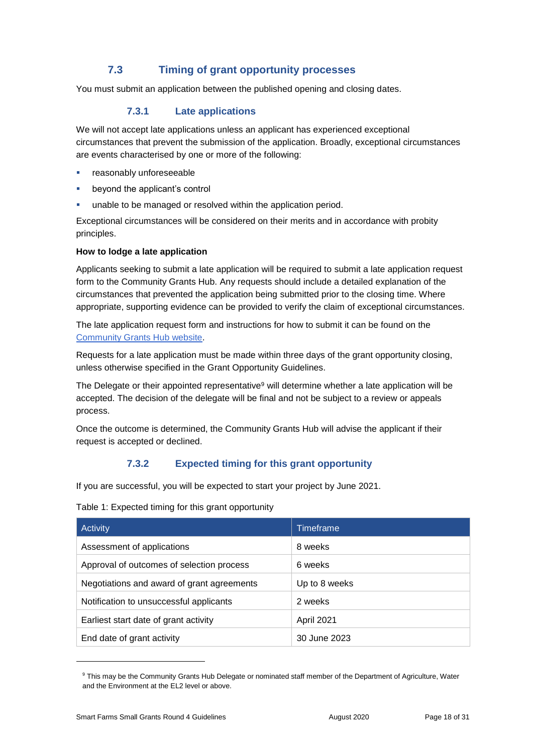## 7.3 Timing of grant opportunity processes

You must submit an application between the published opening and closing dates.

### 7.3.1 Late applications

We will not accept late applications unless an applicant has experienced exceptional circumstances that prevent the submission of the application. Broadly, exceptional circumstances are events characterised by one or more of the following:

- reasonably unforeseeable
- beyond the applicant's control
- unable to be managed or resolved within the application period.

Exceptional circumstances will be considered on their merits and in accordance with probity principles.

**How to lodge a late application**

Applicants seeking to submit a late application will be required to submit a late application request form to the Community Grants Hub. Any requests should include a detailed explanation of the circumstances that prevented the application being submitted prior to the closing time. Where appropriate, supporting evidence can be provided to verify the claim of exceptional circumstances.

The late application request form and instructions for how to submit it can be found on the Community Grants Hub website.

Requests for a late application must be made within three days of the grant opportunity closing, unless otherwise specified in the Grant Opportunity Guidelines.

The Delegate or their appointed representative[9] will determine whether a late application will be accepted. The decision of the delegate will be final and not be subject to a review or appeals process.

Once the outcome is determined, the Community Grants Hub will advise the applicant if their request is accepted or declined.

### 7.3.2 Expected timing for this grant opportunity

If you are successful, you will be expected to start your project by June 2021.

Table 1: Expected timing for this grant opportunity

| Activity | Timeframe |
|---|---|
| Assessment of applications | 8 weeks |
| Approval of outcomes of selection process | 6 weeks |
| Negotiations and award of grant agreements | Up to 8 weeks |
| Notification to unsuccessful applicants | 2 weeks |
| Earliest start date of grant activity | April 2021 |
| End date of grant activity | 30 June 2023 |

[9] This may be the Community Grants Hub Delegate or nominated staff member of the Department of Agriculture, Water and the Environment at the EL2 level or above.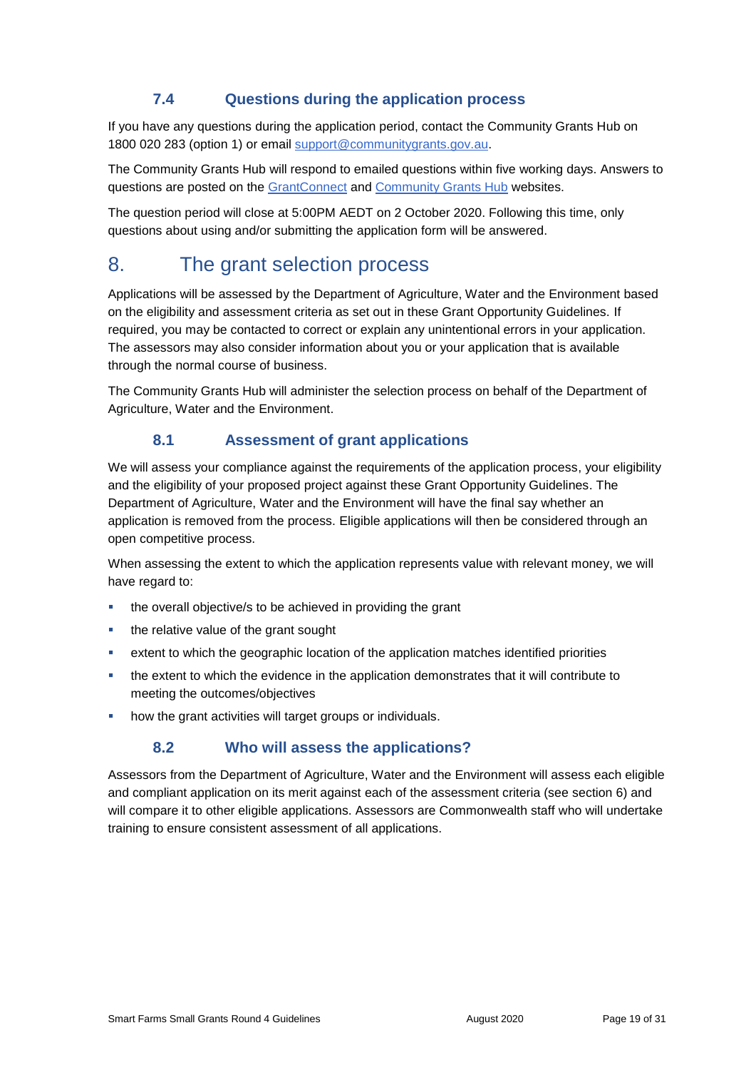### 7.4 Questions during the application process

If you have any questions during the application period, contact the Community Grants Hub on 1800 020 283 (option 1) or email [support@communitygrants.gov.au](mailto:support@communitygrants.gov.au).

The Community Grants Hub will respond to emailed questions within five working days. Answers to questions are posted on the [GrantConnect](https://www.grants.gov.au/) and [Community Grants Hub](https://www.communitygrants.gov.au/) websites.

The question period will close at 5:00PM AEDT on 2 October 2020. Following this time, only questions about using and/or submitting the application form will be answered.

## 8. The grant selection process

Applications will be assessed by the Department of Agriculture, Water and the Environment based on the eligibility and assessment criteria as set out in these Grant Opportunity Guidelines. If required, you may be contacted to correct or explain any unintentional errors in your application. The assessors may also consider information about you or your application that is available through the normal course of business.

The Community Grants Hub will administer the selection process on behalf of the Department of Agriculture, Water and the Environment.

### 8.1 Assessment of grant applications

We will assess your compliance against the requirements of the application process, your eligibility and the eligibility of your proposed project against these Grant Opportunity Guidelines. The Department of Agriculture, Water and the Environment will have the final say whether an application is removed from the process. Eligible applications will then be considered through an open competitive process.

When assessing the extent to which the application represents value with relevant money, we will have regard to:

- the overall objective/s to be achieved in providing the grant
- the relative value of the grant sought
- extent to which the geographic location of the application matches identified priorities
- the extent to which the evidence in the application demonstrates that it will contribute to meeting the outcomes/objectives
- how the grant activities will target groups or individuals.

### 8.2 Who will assess the applications?

Assessors from the Department of Agriculture, Water and the Environment will assess each eligible and compliant application on its merit against each of the assessment criteria (see section 6) and will compare it to other eligible applications. Assessors are Commonwealth staff who will undertake training to ensure consistent assessment of all applications.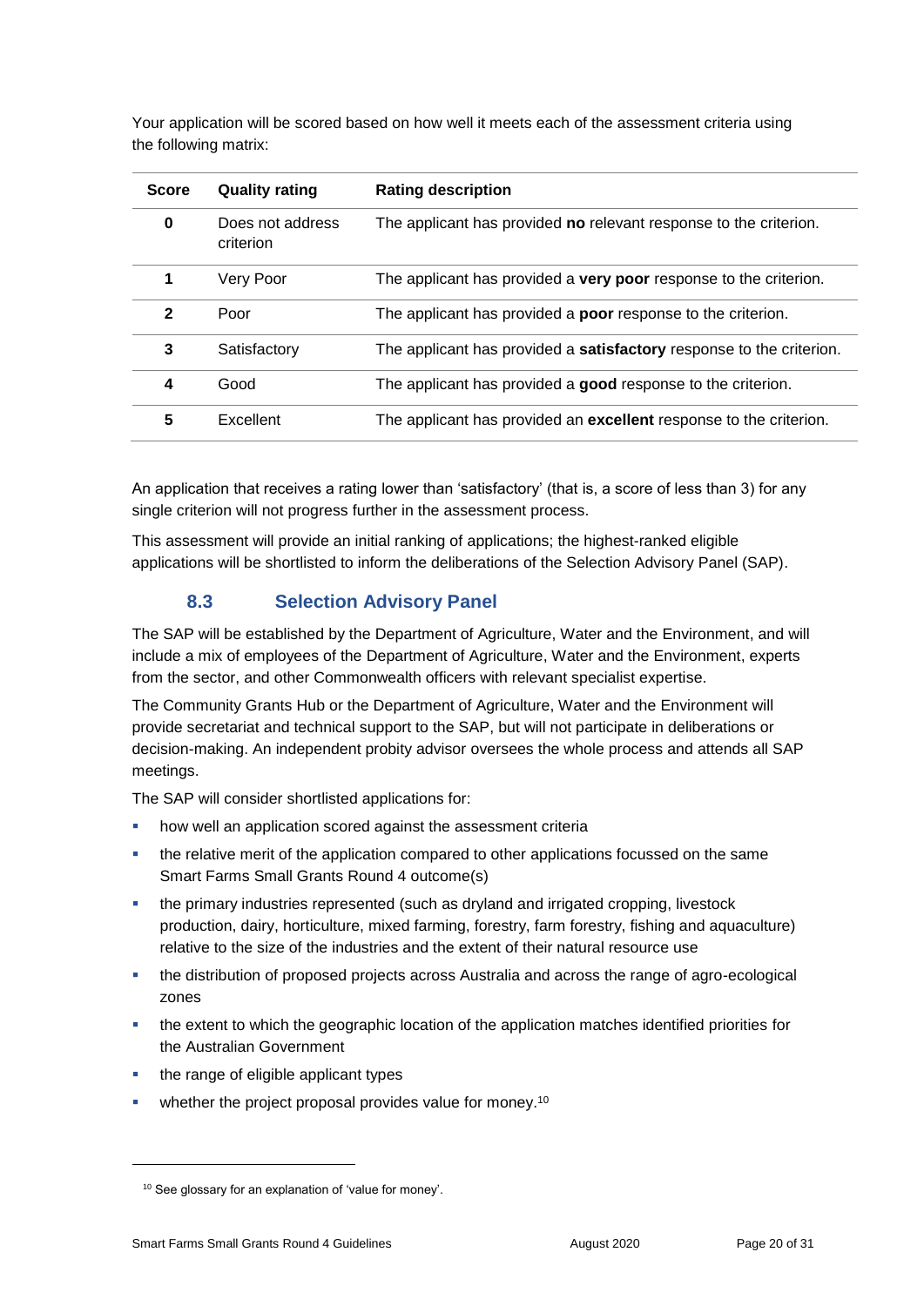Your application will be scored based on how well it meets each of the assessment criteria using the following matrix:

| Score | Quality rating | Rating description |
| --- | --- | --- |
| **0** | Does not address criterion | The applicant has provided **no** relevant response to the criterion. |
| **1** | Very Poor | The applicant has provided a **very poor** response to the criterion. |
| **2** | Poor | The applicant has provided a **poor** response to the criterion. |
| **3** | Satisfactory | The applicant has provided a **satisfactory** response to the criterion. |
| **4** | Good | The applicant has provided a **good** response to the criterion. |
| **5** | Excellent | The applicant has provided an **excellent** response to the criterion. |

An application that receives a rating lower than 'satisfactory' (that is, a score of less than 3) for any single criterion will not progress further in the assessment process.

This assessment will provide an initial ranking of applications; the highest-ranked eligible applications will be shortlisted to inform the deliberations of the Selection Advisory Panel (SAP).

### 8.3 Selection Advisory Panel

The SAP will be established by the Department of Agriculture, Water and the Environment, and will include a mix of employees of the Department of Agriculture, Water and the Environment, experts from the sector, and other Commonwealth officers with relevant specialist expertise.

The Community Grants Hub or the Department of Agriculture, Water and the Environment will provide secretariat and technical support to the SAP, but will not participate in deliberations or decision-making. An independent probity advisor oversees the whole process and attends all SAP meetings.

The SAP will consider shortlisted applications for:

- how well an application scored against the assessment criteria
- the relative merit of the application compared to other applications focussed on the same Smart Farms Small Grants Round 4 outcome(s)
- the primary industries represented (such as dryland and irrigated cropping, livestock production, dairy, horticulture, mixed farming, forestry, farm forestry, fishing and aquaculture) relative to the size of the industries and the extent of their natural resource use
- the distribution of proposed projects across Australia and across the range of agro-ecological zones
- the extent to which the geographic location of the application matches identified priorities for the Australian Government
- the range of eligible applicant types
- whether the project proposal provides value for money.[10]

---

[10] See glossary for an explanation of 'value for money'.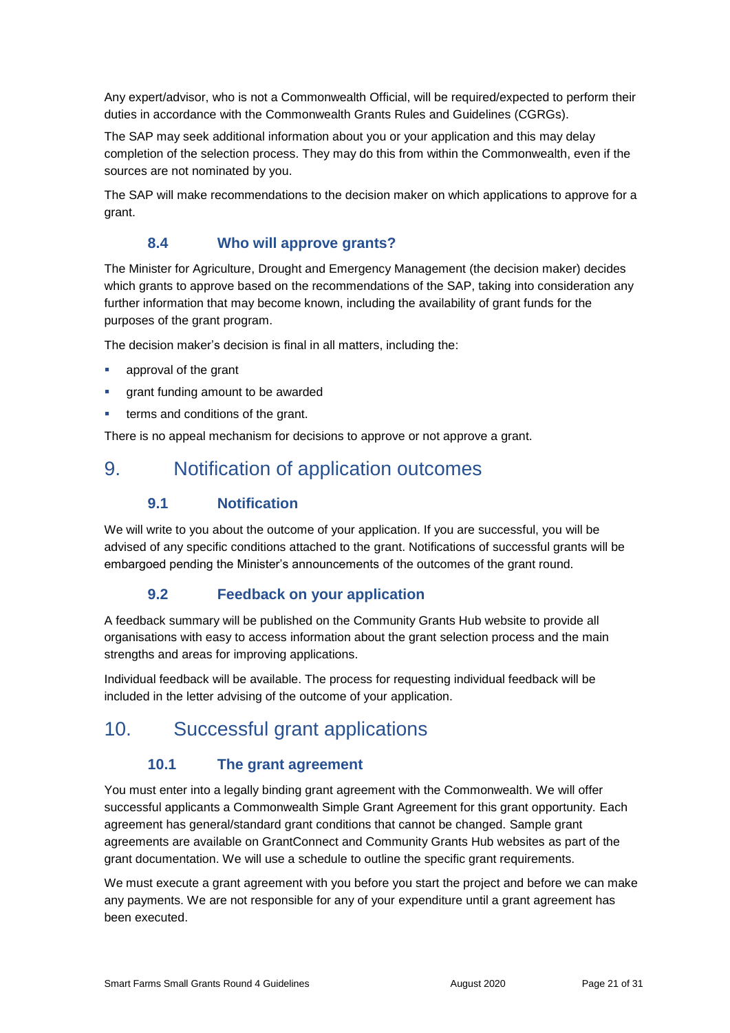Any expert/advisor, who is not a Commonwealth Official, will be required/expected to perform their duties in accordance with the Commonwealth Grants Rules and Guidelines (CGRGs).

The SAP may seek additional information about you or your application and this may delay completion of the selection process. They may do this from within the Commonwealth, even if the sources are not nominated by you.

The SAP will make recommendations to the decision maker on which applications to approve for a grant.

### 8.4 Who will approve grants?

The Minister for Agriculture, Drought and Emergency Management (the decision maker) decides which grants to approve based on the recommendations of the SAP, taking into consideration any further information that may become known, including the availability of grant funds for the purposes of the grant program.

The decision maker's decision is final in all matters, including the:

- approval of the grant
- grant funding amount to be awarded
- terms and conditions of the grant.

There is no appeal mechanism for decisions to approve or not approve a grant.

## 9. Notification of application outcomes

### 9.1 Notification

We will write to you about the outcome of your application. If you are successful, you will be advised of any specific conditions attached to the grant. Notifications of successful grants will be embargoed pending the Minister's announcements of the outcomes of the grant round.

### 9.2 Feedback on your application

A feedback summary will be published on the Community Grants Hub website to provide all organisations with easy to access information about the grant selection process and the main strengths and areas for improving applications.

Individual feedback will be available. The process for requesting individual feedback will be included in the letter advising of the outcome of your application.

## 10. Successful grant applications

### 10.1 The grant agreement

You must enter into a legally binding grant agreement with the Commonwealth. We will offer successful applicants a Commonwealth Simple Grant Agreement for this grant opportunity. Each agreement has general/standard grant conditions that cannot be changed. Sample grant agreements are available on GrantConnect and Community Grants Hub websites as part of the grant documentation. We will use a schedule to outline the specific grant requirements.

We must execute a grant agreement with you before you start the project and before we can make any payments. We are not responsible for any of your expenditure until a grant agreement has been executed.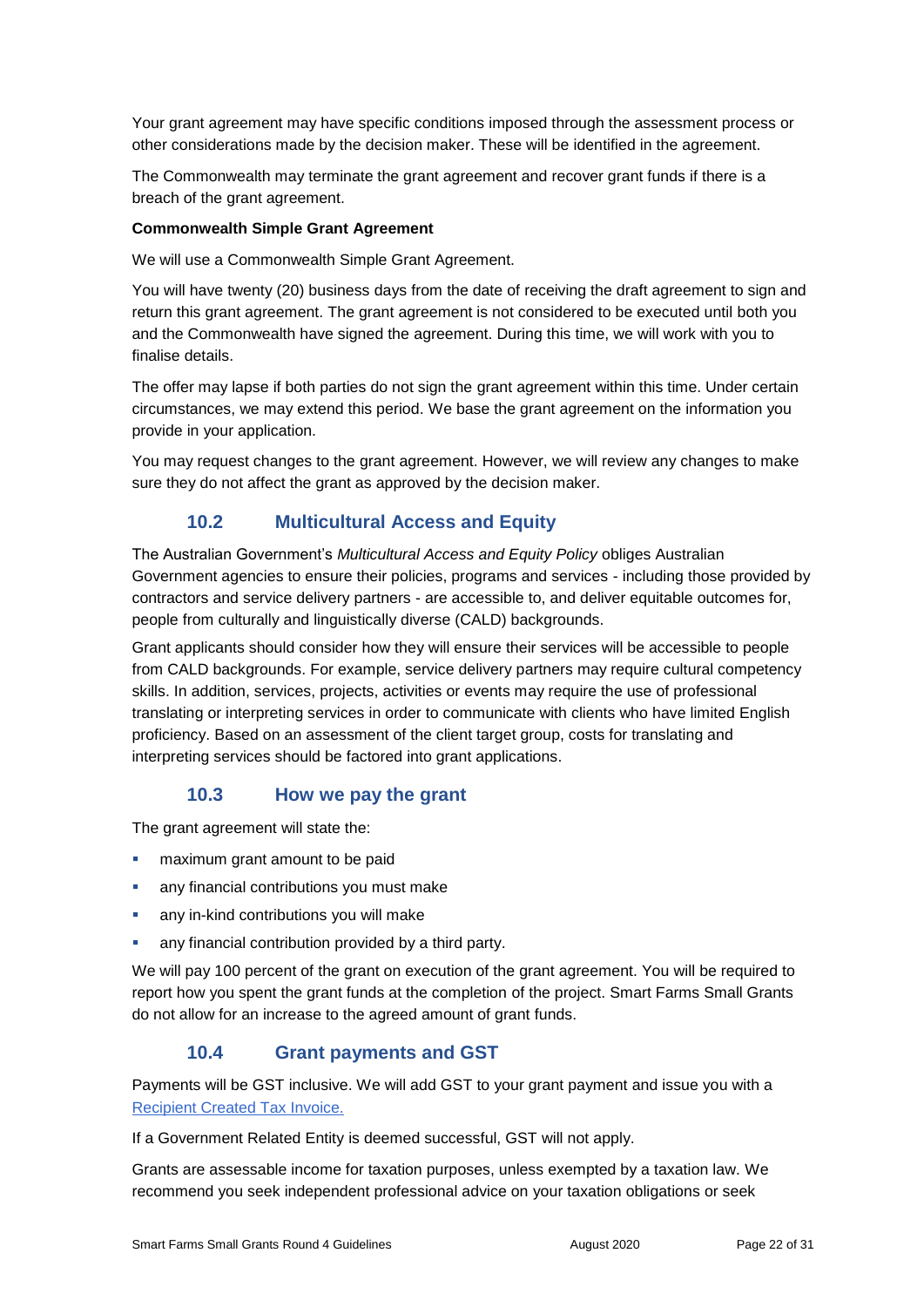Your grant agreement may have specific conditions imposed through the assessment process or other considerations made by the decision maker. These will be identified in the agreement.

The Commonwealth may terminate the grant agreement and recover grant funds if there is a breach of the grant agreement.

**Commonwealth Simple Grant Agreement**

We will use a Commonwealth Simple Grant Agreement.

You will have twenty (20) business days from the date of receiving the draft agreement to sign and return this grant agreement. The grant agreement is not considered to be executed until both you and the Commonwealth have signed the agreement. During this time, we will work with you to finalise details.

The offer may lapse if both parties do not sign the grant agreement within this time. Under certain circumstances, we may extend this period. We base the grant agreement on the information you provide in your application.

You may request changes to the grant agreement. However, we will review any changes to make sure they do not affect the grant as approved by the decision maker.

### 10.2 Multicultural Access and Equity

The Australian Government's *Multicultural Access and Equity Policy* obliges Australian Government agencies to ensure their policies, programs and services - including those provided by contractors and service delivery partners - are accessible to, and deliver equitable outcomes for, people from culturally and linguistically diverse (CALD) backgrounds.

Grant applicants should consider how they will ensure their services will be accessible to people from CALD backgrounds. For example, service delivery partners may require cultural competency skills. In addition, services, projects, activities or events may require the use of professional translating or interpreting services in order to communicate with clients who have limited English proficiency. Based on an assessment of the client target group, costs for translating and interpreting services should be factored into grant applications.

### 10.3 How we pay the grant

The grant agreement will state the:

- maximum grant amount to be paid
- any financial contributions you must make
- any in-kind contributions you will make
- any financial contribution provided by a third party.

We will pay 100 percent of the grant on execution of the grant agreement. You will be required to report how you spent the grant funds at the completion of the project. Smart Farms Small Grants do not allow for an increase to the agreed amount of grant funds.

### 10.4 Grant payments and GST

Payments will be GST inclusive. We will add GST to your grant payment and issue you with a [Recipient Created Tax Invoice.]()

If a Government Related Entity is deemed successful, GST will not apply.

Grants are assessable income for taxation purposes, unless exempted by a taxation law. We recommend you seek independent professional advice on your taxation obligations or seek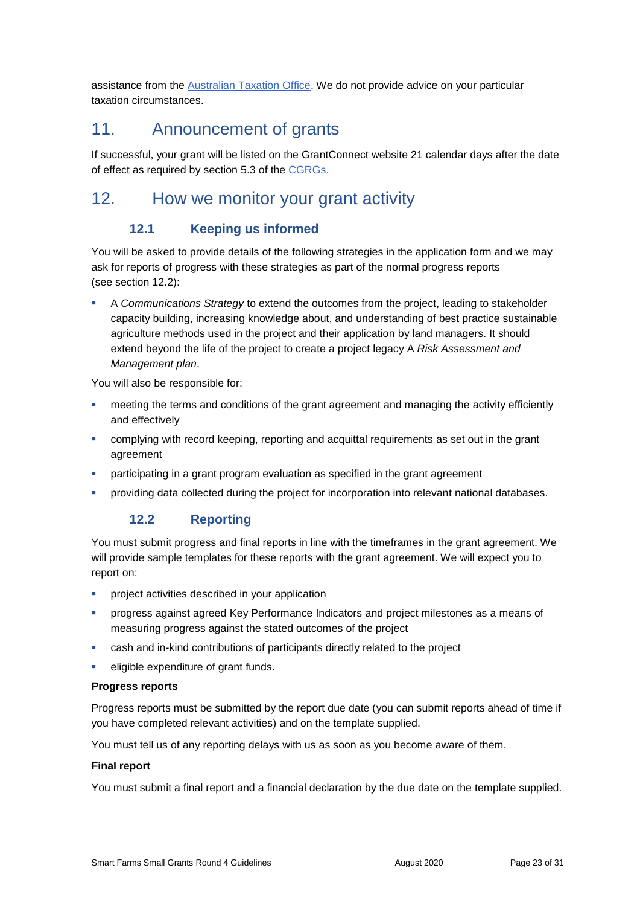assistance from the [Australian Taxation Office](). We do not provide advice on your particular taxation circumstances.

# 11. Announcement of grants

If successful, your grant will be listed on the GrantConnect website 21 calendar days after the date of effect as required by section 5.3 of the [CGRGs.]()

# 12. How we monitor your grant activity

## 12.1 Keeping us informed

You will be asked to provide details of the following strategies in the application form and we may ask for reports of progress with these strategies as part of the normal progress reports (see section 12.2):

- A *Communications Strategy* to extend the outcomes from the project, leading to stakeholder capacity building, increasing knowledge about, and understanding of best practice sustainable agriculture methods used in the project and their application by land managers. It should extend beyond the life of the project to create a project legacy A *Risk Assessment and Management plan*.

You will also be responsible for:

- meeting the terms and conditions of the grant agreement and managing the activity efficiently and effectively
- complying with record keeping, reporting and acquittal requirements as set out in the grant agreement
- participating in a grant program evaluation as specified in the grant agreement
- providing data collected during the project for incorporation into relevant national databases.

## 12.2 Reporting

You must submit progress and final reports in line with the timeframes in the grant agreement. We will provide sample templates for these reports with the grant agreement. We will expect you to report on:

- project activities described in your application
- progress against agreed Key Performance Indicators and project milestones as a means of measuring progress against the stated outcomes of the project
- cash and in-kind contributions of participants directly related to the project
- eligible expenditure of grant funds.

**Progress reports**

Progress reports must be submitted by the report due date (you can submit reports ahead of time if you have completed relevant activities) and on the template supplied.

You must tell us of any reporting delays with us as soon as you become aware of them.

**Final report**

You must submit a final report and a financial declaration by the due date on the template supplied.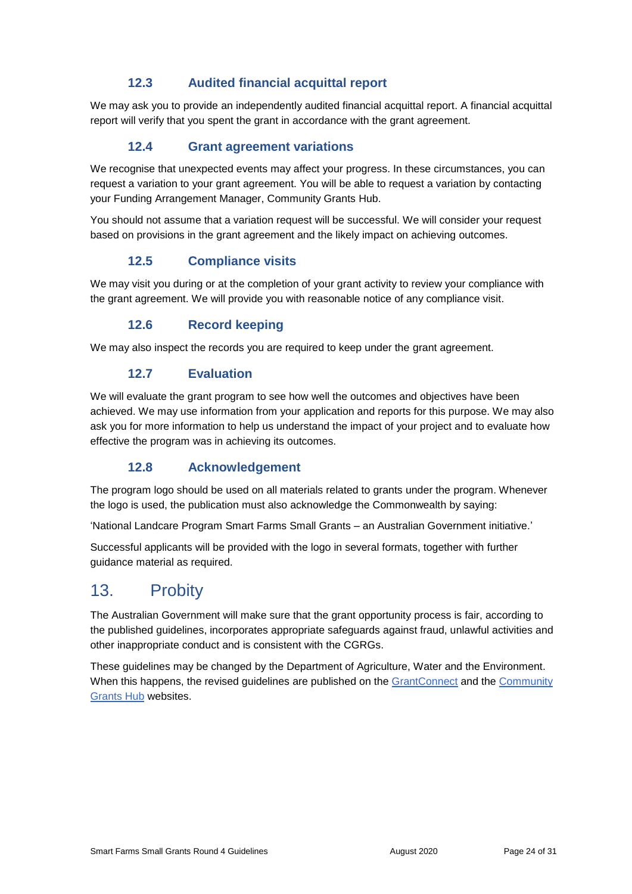### 12.3 Audited financial acquittal report

We may ask you to provide an independently audited financial acquittal report. A financial acquittal report will verify that you spent the grant in accordance with the grant agreement.

### 12.4 Grant agreement variations

We recognise that unexpected events may affect your progress. In these circumstances, you can request a variation to your grant agreement. You will be able to request a variation by contacting your Funding Arrangement Manager, Community Grants Hub.

You should not assume that a variation request will be successful. We will consider your request based on provisions in the grant agreement and the likely impact on achieving outcomes.

### 12.5 Compliance visits

We may visit you during or at the completion of your grant activity to review your compliance with the grant agreement. We will provide you with reasonable notice of any compliance visit.

### 12.6 Record keeping

We may also inspect the records you are required to keep under the grant agreement.

### 12.7 Evaluation

We will evaluate the grant program to see how well the outcomes and objectives have been achieved. We may use information from your application and reports for this purpose. We may also ask you for more information to help us understand the impact of your project and to evaluate how effective the program was in achieving its outcomes.

### 12.8 Acknowledgement

The program logo should be used on all materials related to grants under the program. Whenever the logo is used, the publication must also acknowledge the Commonwealth by saying:

'National Landcare Program Smart Farms Small Grants – an Australian Government initiative.'

Successful applicants will be provided with the logo in several formats, together with further guidance material as required.

## 13. Probity

The Australian Government will make sure that the grant opportunity process is fair, according to the published guidelines, incorporates appropriate safeguards against fraud, unlawful activities and other inappropriate conduct and is consistent with the CGRGs.

These guidelines may be changed by the Department of Agriculture, Water and the Environment. When this happens, the revised guidelines are published on the GrantConnect and the Community Grants Hub websites.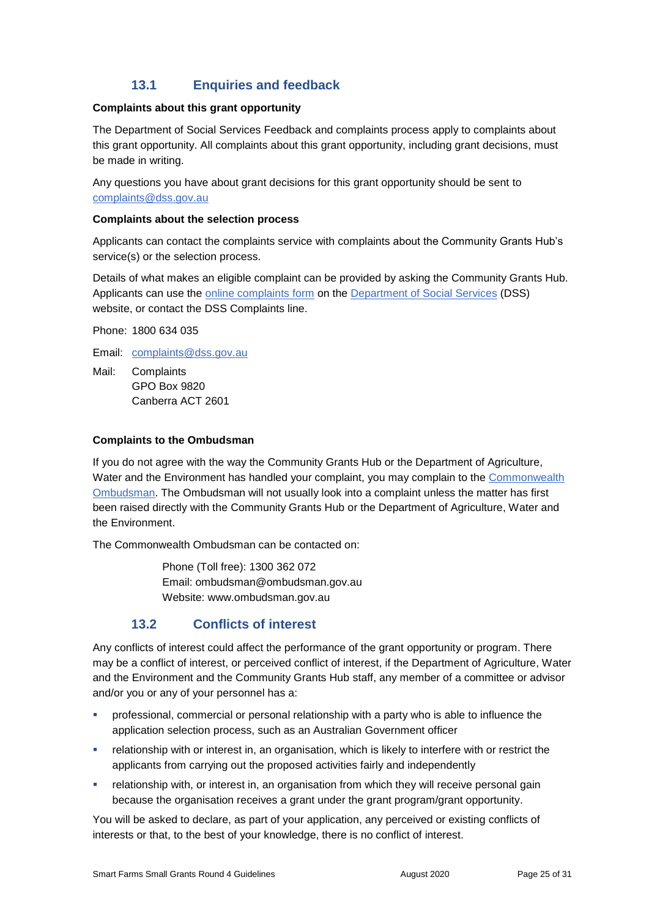## 13.1 Enquiries and feedback

**Complaints about this grant opportunity**

The Department of Social Services Feedback and complaints process apply to complaints about this grant opportunity. All complaints about this grant opportunity, including grant decisions, must be made in writing.

Any questions you have about grant decisions for this grant opportunity should be sent to complaints@dss.gov.au

**Complaints about the selection process**

Applicants can contact the complaints service with complaints about the Community Grants Hub's service(s) or the selection process.

Details of what makes an eligible complaint can be provided by asking the Community Grants Hub. Applicants can use the online complaints form on the Department of Social Services (DSS) website, or contact the DSS Complaints line.

Phone: 1800 634 035

Email: complaints@dss.gov.au

Mail: Complaints
GPO Box 9820
Canberra ACT 2601

**Complaints to the Ombudsman**

If you do not agree with the way the Community Grants Hub or the Department of Agriculture, Water and the Environment has handled your complaint, you may complain to the Commonwealth Ombudsman. The Ombudsman will not usually look into a complaint unless the matter has first been raised directly with the Community Grants Hub or the Department of Agriculture, Water and the Environment.

The Commonwealth Ombudsman can be contacted on:

Phone (Toll free): 1300 362 072
Email: ombudsman@ombudsman.gov.au
Website: www.ombudsman.gov.au

## 13.2 Conflicts of interest

Any conflicts of interest could affect the performance of the grant opportunity or program. There may be a conflict of interest, or perceived conflict of interest, if the Department of Agriculture, Water and the Environment and the Community Grants Hub staff, any member of a committee or advisor and/or you or any of your personnel has a:

- professional, commercial or personal relationship with a party who is able to influence the application selection process, such as an Australian Government officer
- relationship with or interest in, an organisation, which is likely to interfere with or restrict the applicants from carrying out the proposed activities fairly and independently
- relationship with, or interest in, an organisation from which they will receive personal gain because the organisation receives a grant under the grant program/grant opportunity.

You will be asked to declare, as part of your application, any perceived or existing conflicts of interests or that, to the best of your knowledge, there is no conflict of interest.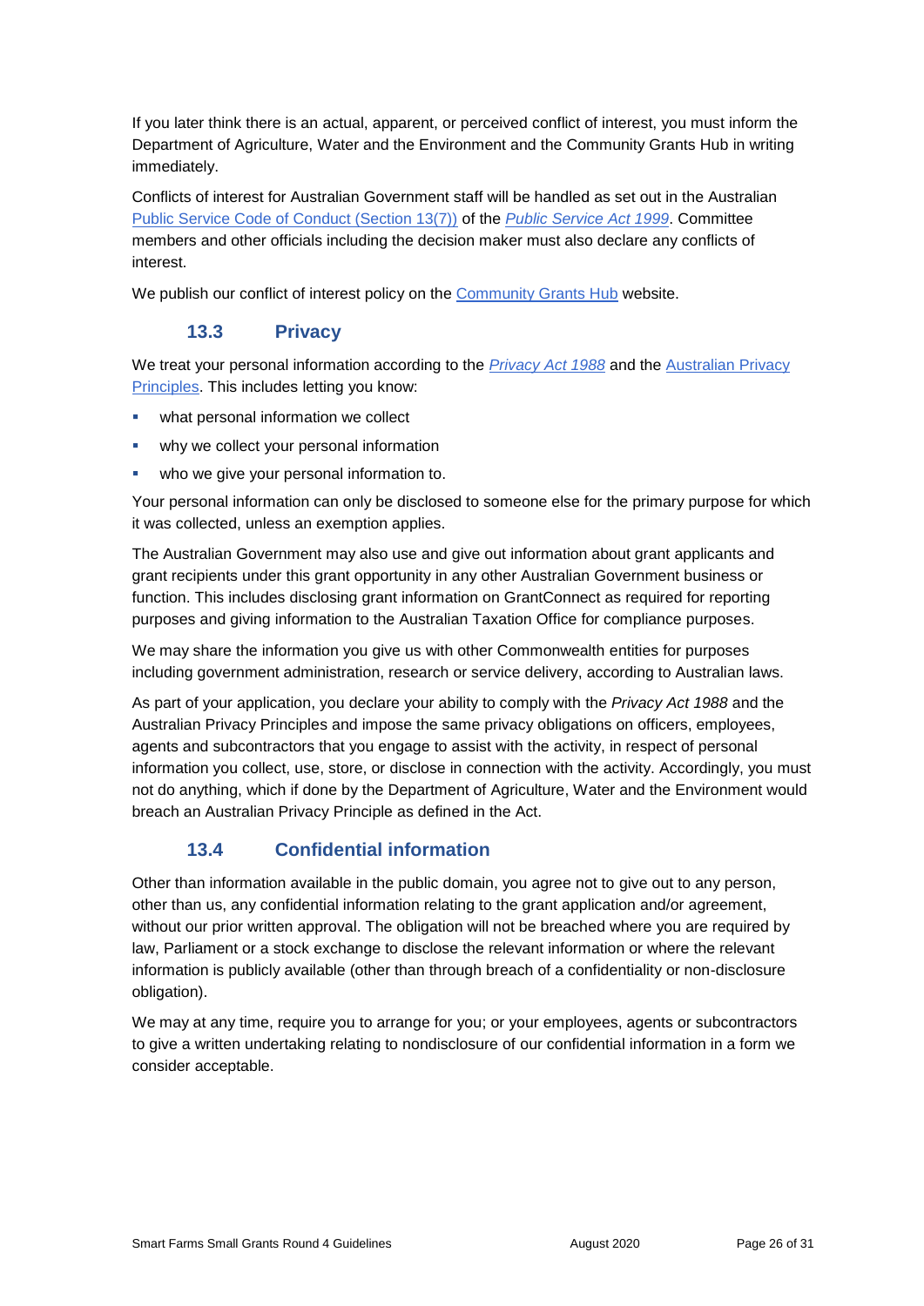If you later think there is an actual, apparent, or perceived conflict of interest, you must inform the Department of Agriculture, Water and the Environment and the Community Grants Hub in writing immediately.

Conflicts of interest for Australian Government staff will be handled as set out in the Australian Public Service Code of Conduct (Section 13(7)) of the *Public Service Act 1999*. Committee members and other officials including the decision maker must also declare any conflicts of interest.

We publish our conflict of interest policy on the Community Grants Hub website.

### 13.3 Privacy

We treat your personal information according to the *Privacy Act 1988* and the Australian Privacy Principles. This includes letting you know:

- what personal information we collect
- why we collect your personal information
- who we give your personal information to.

Your personal information can only be disclosed to someone else for the primary purpose for which it was collected, unless an exemption applies.

The Australian Government may also use and give out information about grant applicants and grant recipients under this grant opportunity in any other Australian Government business or function. This includes disclosing grant information on GrantConnect as required for reporting purposes and giving information to the Australian Taxation Office for compliance purposes.

We may share the information you give us with other Commonwealth entities for purposes including government administration, research or service delivery, according to Australian laws.

As part of your application, you declare your ability to comply with the *Privacy Act 1988* and the Australian Privacy Principles and impose the same privacy obligations on officers, employees, agents and subcontractors that you engage to assist with the activity, in respect of personal information you collect, use, store, or disclose in connection with the activity. Accordingly, you must not do anything, which if done by the Department of Agriculture, Water and the Environment would breach an Australian Privacy Principle as defined in the Act.

### 13.4 Confidential information

Other than information available in the public domain, you agree not to give out to any person, other than us, any confidential information relating to the grant application and/or agreement, without our prior written approval. The obligation will not be breached where you are required by law, Parliament or a stock exchange to disclose the relevant information or where the relevant information is publicly available (other than through breach of a confidentiality or non-disclosure obligation).

We may at any time, require you to arrange for you; or your employees, agents or subcontractors to give a written undertaking relating to nondisclosure of our confidential information in a form we consider acceptable.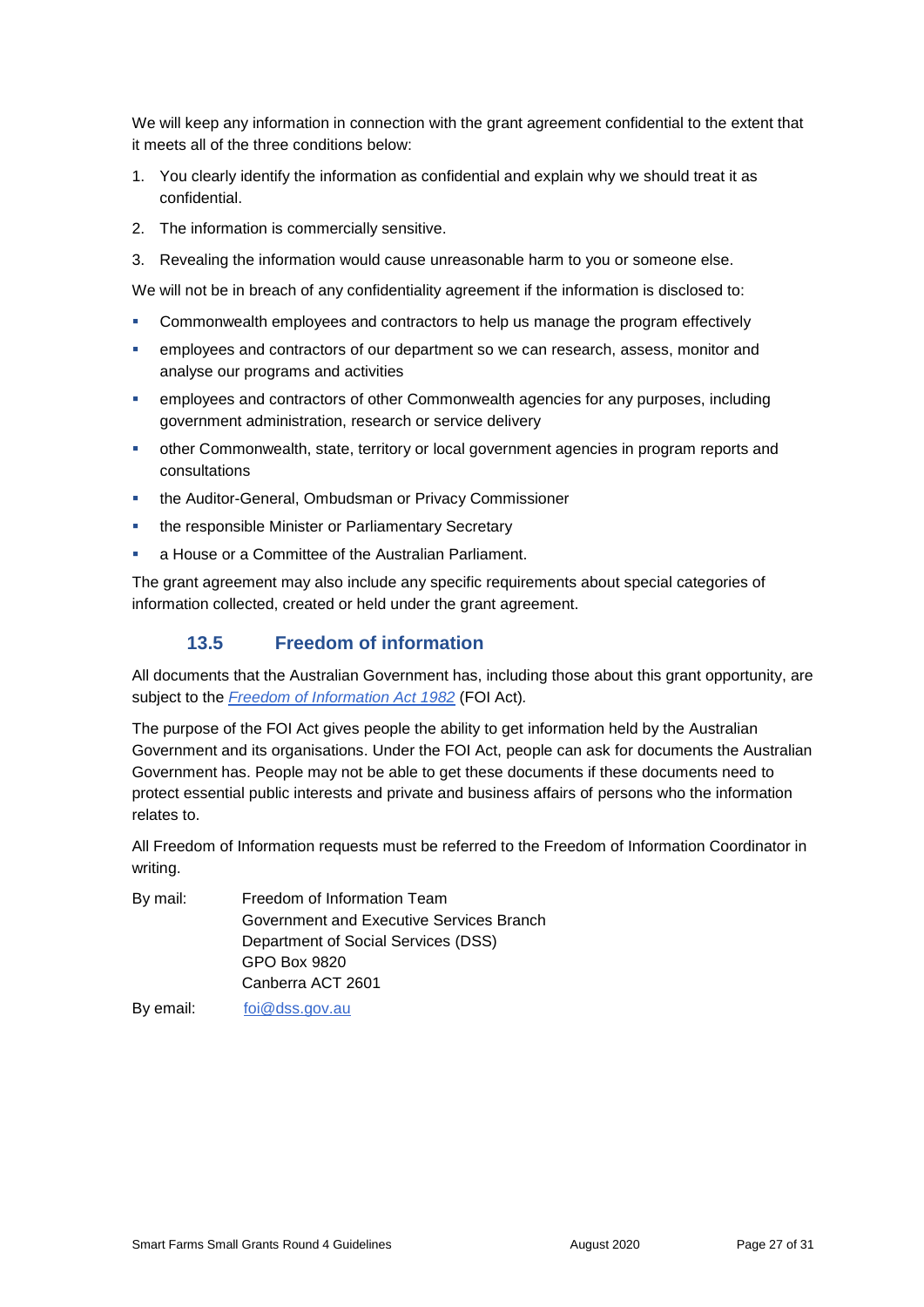We will keep any information in connection with the grant agreement confidential to the extent that it meets all of the three conditions below:

1. You clearly identify the information as confidential and explain why we should treat it as confidential.
2. The information is commercially sensitive.
3. Revealing the information would cause unreasonable harm to you or someone else.

We will not be in breach of any confidentiality agreement if the information is disclosed to:

- Commonwealth employees and contractors to help us manage the program effectively
- employees and contractors of our department so we can research, assess, monitor and analyse our programs and activities
- employees and contractors of other Commonwealth agencies for any purposes, including government administration, research or service delivery
- other Commonwealth, state, territory or local government agencies in program reports and consultations
- the Auditor-General, Ombudsman or Privacy Commissioner
- the responsible Minister or Parliamentary Secretary
- a House or a Committee of the Australian Parliament.

The grant agreement may also include any specific requirements about special categories of information collected, created or held under the grant agreement.

### 13.5 Freedom of information

All documents that the Australian Government has, including those about this grant opportunity, are subject to the *Freedom of Information Act 1982* (FOI Act).

The purpose of the FOI Act gives people the ability to get information held by the Australian Government and its organisations. Under the FOI Act, people can ask for documents the Australian Government has. People may not be able to get these documents if these documents need to protect essential public interests and private and business affairs of persons who the information relates to.

All Freedom of Information requests must be referred to the Freedom of Information Coordinator in writing.

By mail: Freedom of Information Team
Government and Executive Services Branch
Department of Social Services (DSS)
GPO Box 9820
Canberra ACT 2601

By email: foi@dss.gov.au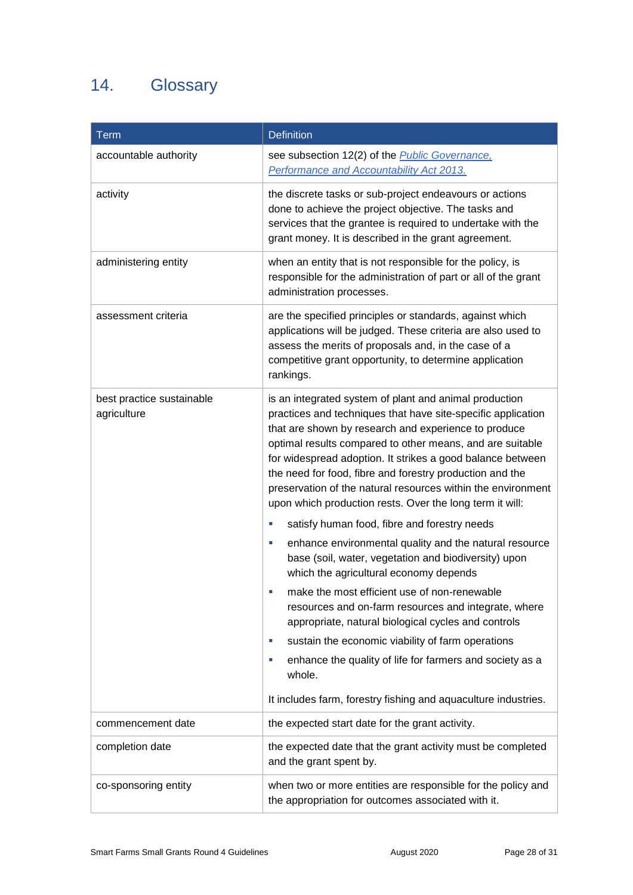## 14. Glossary

| Term | Definition |
|---|---|
| accountable authority | see subsection 12(2) of the *Public Governance, Performance and Accountability Act 2013.* |
| activity | the discrete tasks or sub-project endeavours or actions done to achieve the project objective. The tasks and services that the grantee is required to undertake with the grant money. It is described in the grant agreement. |
| administering entity | when an entity that is not responsible for the policy, is responsible for the administration of part or all of the grant administration processes. |
| assessment criteria | are the specified principles or standards, against which applications will be judged. These criteria are also used to assess the merits of proposals and, in the case of a competitive grant opportunity, to determine application rankings. |
| best practice sustainable agriculture | is an integrated system of plant and animal production practices and techniques that have site-specific application that are shown by research and experience to produce optimal results compared to other means, and are suitable for widespread adoption. It strikes a good balance between the need for food, fibre and forestry production and the preservation of the natural resources within the environment upon which production rests. Over the long term it will:<br>- satisfy human food, fibre and forestry needs<br>- enhance environmental quality and the natural resource base (soil, water, vegetation and biodiversity) upon which the agricultural economy depends<br>- make the most efficient use of non-renewable resources and on-farm resources and integrate, where appropriate, natural biological cycles and controls<br>- sustain the economic viability of farm operations<br>- enhance the quality of life for farmers and society as a whole.<br><br>It includes farm, forestry fishing and aquaculture industries. |
| commencement date | the expected start date for the grant activity. |
| completion date | the expected date that the grant activity must be completed and the grant spent by. |
| co-sponsoring entity | when two or more entities are responsible for the policy and the appropriation for outcomes associated with it. |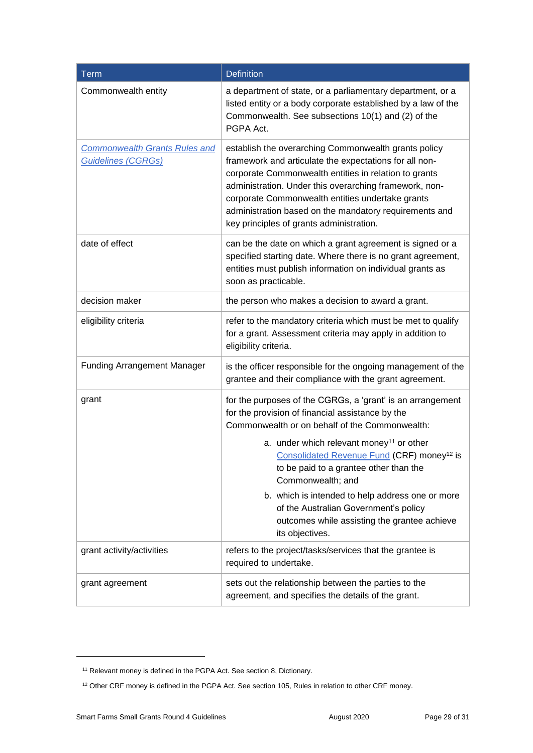| Term | Definition |
| --- | --- |
| Commonwealth entity | a department of state, or a parliamentary department, or a listed entity or a body corporate established by a law of the Commonwealth. See subsections 10(1) and (2) of the PGPA Act. |
| [Commonwealth Grants Rules and Guidelines (CGRGs)]() | establish the overarching Commonwealth grants policy framework and articulate the expectations for all non-corporate Commonwealth entities in relation to grants administration. Under this overarching framework, non-corporate Commonwealth entities undertake grants administration based on the mandatory requirements and key principles of grants administration. |
| date of effect | can be the date on which a grant agreement is signed or a specified starting date. Where there is no grant agreement, entities must publish information on individual grants as soon as practicable. |
| decision maker | the person who makes a decision to award a grant. |
| eligibility criteria | refer to the mandatory criteria which must be met to qualify for a grant. Assessment criteria may apply in addition to eligibility criteria. |
| Funding Arrangement Manager | is the officer responsible for the ongoing management of the grantee and their compliance with the grant agreement. |
| grant | for the purposes of the CGRGs, a 'grant' is an arrangement for the provision of financial assistance by the Commonwealth or on behalf of the Commonwealth:<br>a. under which relevant money[11] or other [Consolidated Revenue Fund]() (CRF) money[12] is to be paid to a grantee other than the Commonwealth; and<br>b. which is intended to help address one or more of the Australian Government's policy outcomes while assisting the grantee achieve its objectives. |
| grant activity/activities | refers to the project/tasks/services that the grantee is required to undertake. |
| grant agreement | sets out the relationship between the parties to the agreement, and specifies the details of the grant. |

[11] Relevant money is defined in the PGPA Act. See section 8, Dictionary.

[12] Other CRF money is defined in the PGPA Act. See section 105, Rules in relation to other CRF money.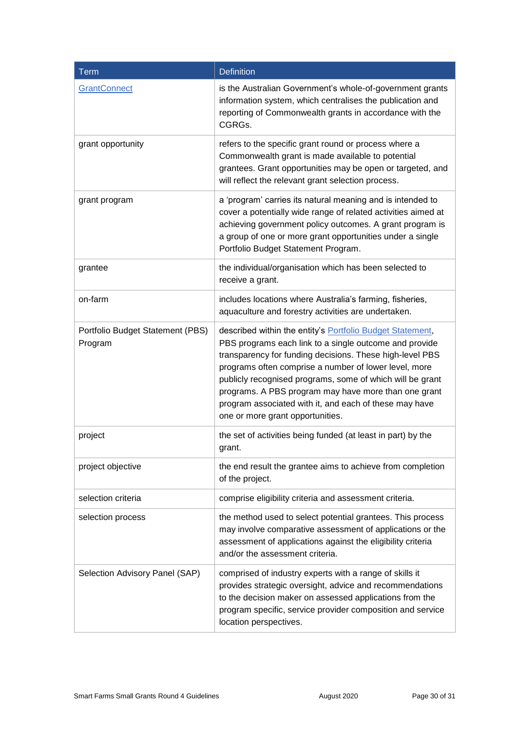| Term | Definition |
| --- | --- |
| GrantConnect | is the Australian Government's whole-of-government grants information system, which centralises the publication and reporting of Commonwealth grants in accordance with the CGRGs. |
| grant opportunity | refers to the specific grant round or process where a Commonwealth grant is made available to potential grantees. Grant opportunities may be open or targeted, and will reflect the relevant grant selection process. |
| grant program | a 'program' carries its natural meaning and is intended to cover a potentially wide range of related activities aimed at achieving government policy outcomes. A grant program is a group of one or more grant opportunities under a single Portfolio Budget Statement Program. |
| grantee | the individual/organisation which has been selected to receive a grant. |
| on-farm | includes locations where Australia's farming, fisheries, aquaculture and forestry activities are undertaken. |
| Portfolio Budget Statement (PBS) Program | described within the entity's Portfolio Budget Statement, PBS programs each link to a single outcome and provide transparency for funding decisions. These high-level PBS programs often comprise a number of lower level, more publicly recognised programs, some of which will be grant programs. A PBS program may have more than one grant program associated with it, and each of these may have one or more grant opportunities. |
| project | the set of activities being funded (at least in part) by the grant. |
| project objective | the end result the grantee aims to achieve from completion of the project. |
| selection criteria | comprise eligibility criteria and assessment criteria. |
| selection process | the method used to select potential grantees. This process may involve comparative assessment of applications or the assessment of applications against the eligibility criteria and/or the assessment criteria. |
| Selection Advisory Panel (SAP) | comprised of industry experts with a range of skills it provides strategic oversight, advice and recommendations to the decision maker on assessed applications from the program specific, service provider composition and service location perspectives. |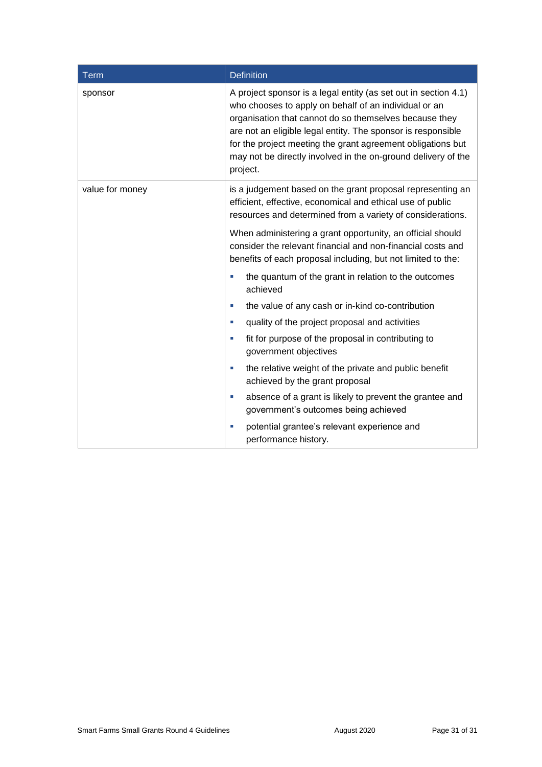| Term | Definition |
| --- | --- |
| sponsor | A project sponsor is a legal entity (as set out in section 4.1) who chooses to apply on behalf of an individual or an organisation that cannot do so themselves because they are not an eligible legal entity. The sponsor is responsible for the project meeting the grant agreement obligations but may not be directly involved in the on-ground delivery of the project. |
| value for money | is a judgement based on the grant proposal representing an efficient, effective, economical and ethical use of public resources and determined from a variety of considerations.<br><br>When administering a grant opportunity, an official should consider the relevant financial and non-financial costs and benefits of each proposal including, but not limited to the:<br><br>- the quantum of the grant in relation to the outcomes achieved<br>- the value of any cash or in-kind co-contribution<br>- quality of the project proposal and activities<br>- fit for purpose of the proposal in contributing to government objectives<br>- the relative weight of the private and public benefit achieved by the grant proposal<br>- absence of a grant is likely to prevent the grantee and government's outcomes being achieved<br>- potential grantee's relevant experience and performance history. |